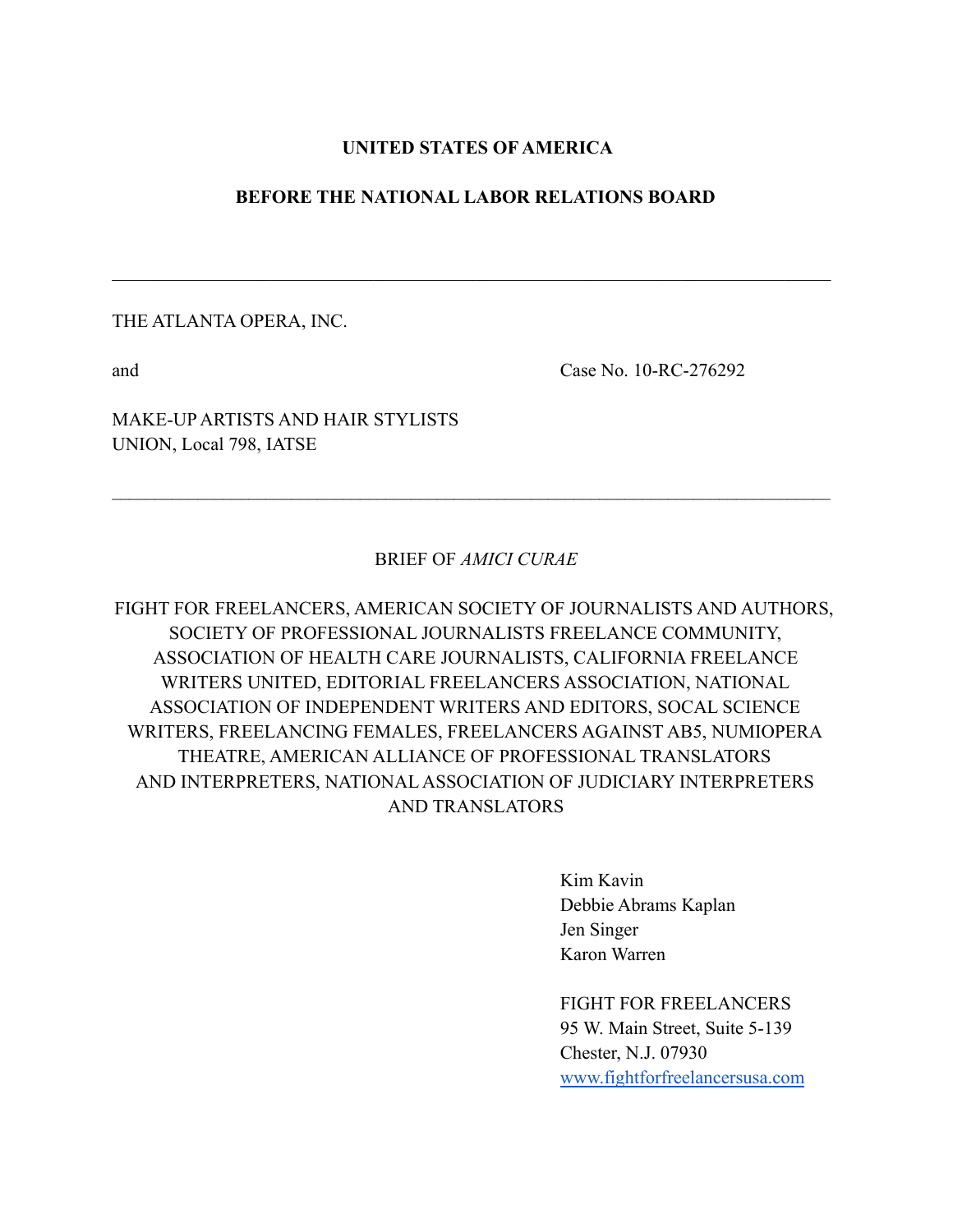**UNITED STATES OF AMERICA**

**BEFORE THE NATIONAL LABOR RELATIONS BOARD**

---

THE ATLANTA OPERA, INC.

and Case No. 10-RC-276292

MAKE-UP ARTISTS AND HAIR STYLISTS
UNION, Local 798, IATSE

---

BRIEF OF *AMICI CURAE*

FIGHT FOR FREELANCERS, AMERICAN SOCIETY OF JOURNALISTS AND AUTHORS, SOCIETY OF PROFESSIONAL JOURNALISTS FREELANCE COMMUNITY, ASSOCIATION OF HEALTH CARE JOURNALISTS, CALIFORNIA FREELANCE WRITERS UNITED, EDITORIAL FREELANCERS ASSOCIATION, NATIONAL ASSOCIATION OF INDEPENDENT WRITERS AND EDITORS, SOCAL SCIENCE WRITERS, FREELANCING FEMALES, FREELANCERS AGAINST AB5, NUMIOPERA THEATRE, AMERICAN ALLIANCE OF PROFESSIONAL TRANSLATORS AND INTERPRETERS, NATIONAL ASSOCIATION OF JUDICIARY INTERPRETERS AND TRANSLATORS

Kim Kavin
Debbie Abrams Kaplan
Jen Singer
Karon Warren

FIGHT FOR FREELANCERS
95 W. Main Street, Suite 5-139
Chester, N.J. 07930
www.fightforfreelancersusa.com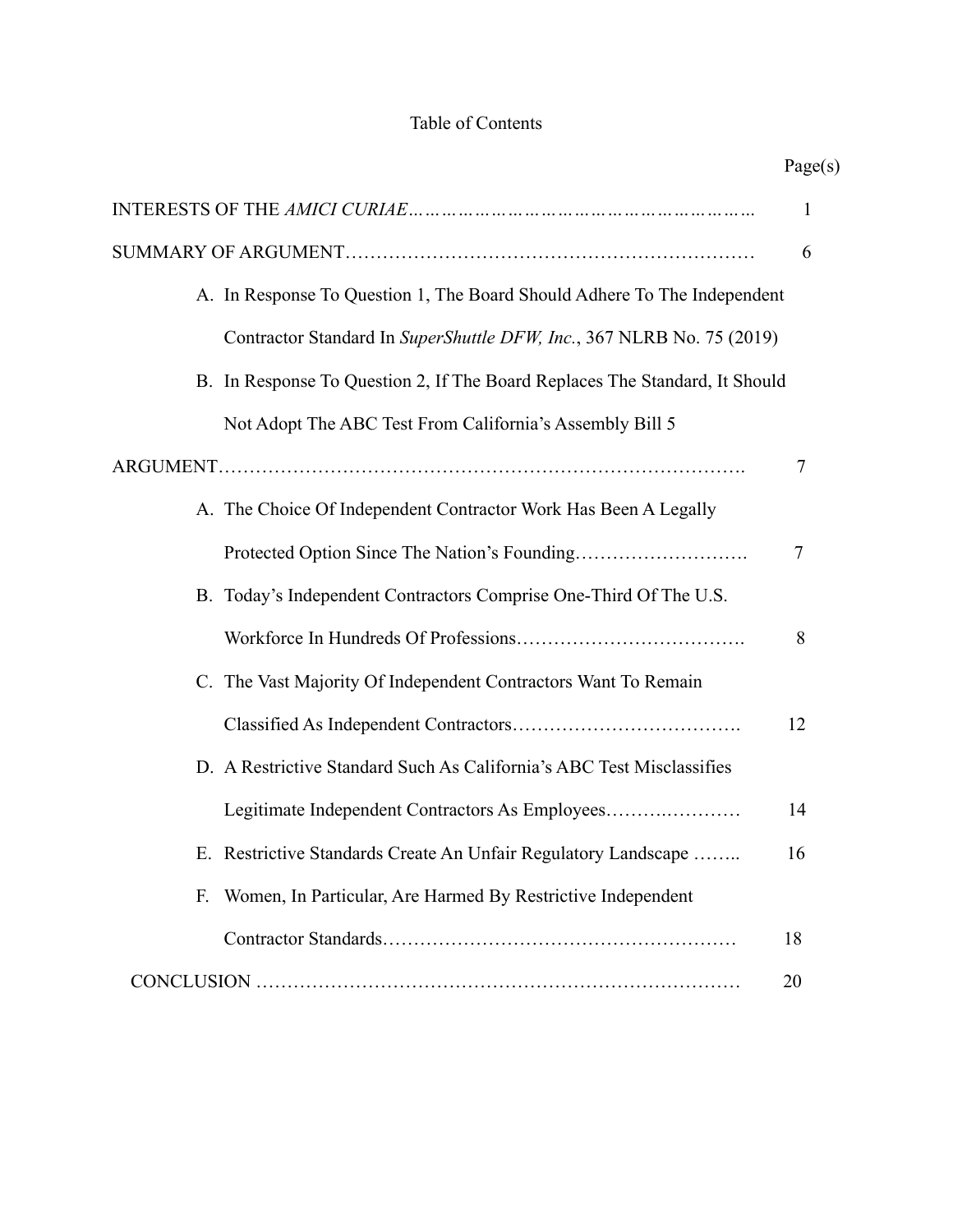# Table of Contents

| | Page(s) |
|---|---|
| INTERESTS OF THE *AMICI CURIAE* | 1 |
| SUMMARY OF ARGUMENT | 6 |
| A. In Response To Question 1, The Board Should Adhere To The Independent Contractor Standard In *SuperShuttle DFW, Inc.*, 367 NLRB No. 75 (2019) | |
| B. In Response To Question 2, If The Board Replaces The Standard, It Should Not Adopt The ABC Test From California's Assembly Bill 5 | |
| ARGUMENT | 7 |
| A. The Choice Of Independent Contractor Work Has Been A Legally Protected Option Since The Nation's Founding | 7 |
| B. Today's Independent Contractors Comprise One-Third Of The U.S. Workforce In Hundreds Of Professions | 8 |
| C. The Vast Majority Of Independent Contractors Want To Remain Classified As Independent Contractors | 12 |
| D. A Restrictive Standard Such As California's ABC Test Misclassifies Legitimate Independent Contractors As Employees | 14 |
| E. Restrictive Standards Create An Unfair Regulatory Landscape | 16 |
| F. Women, In Particular, Are Harmed By Restrictive Independent Contractor Standards | 18 |
| CONCLUSION | 20 |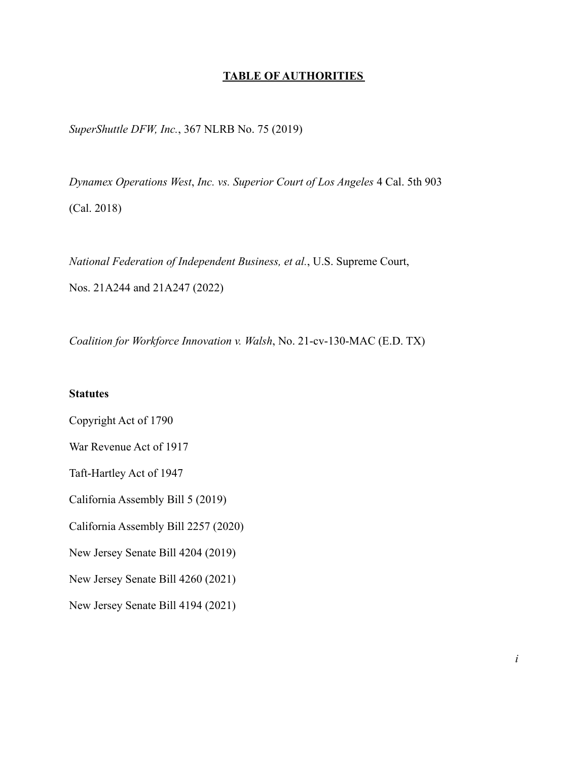# **TABLE OF AUTHORITIES**

*SuperShuttle DFW, Inc.*, 367 NLRB No. 75 (2019)

*Dynamex Operations West*, *Inc. vs. Superior Court of Los Angeles* 4 Cal. 5th 903 (Cal. 2018)

*National Federation of Independent Business, et al.*, U.S. Supreme Court, Nos. 21A244 and 21A247 (2022)

*Coalition for Workforce Innovation v. Walsh*, No. 21-cv-130-MAC (E.D. TX)

**Statutes**

Copyright Act of 1790

War Revenue Act of 1917

Taft-Hartley Act of 1947

California Assembly Bill 5 (2019)

California Assembly Bill 2257 (2020)

New Jersey Senate Bill 4204 (2019)

New Jersey Senate Bill 4260 (2021)

New Jersey Senate Bill 4194 (2021)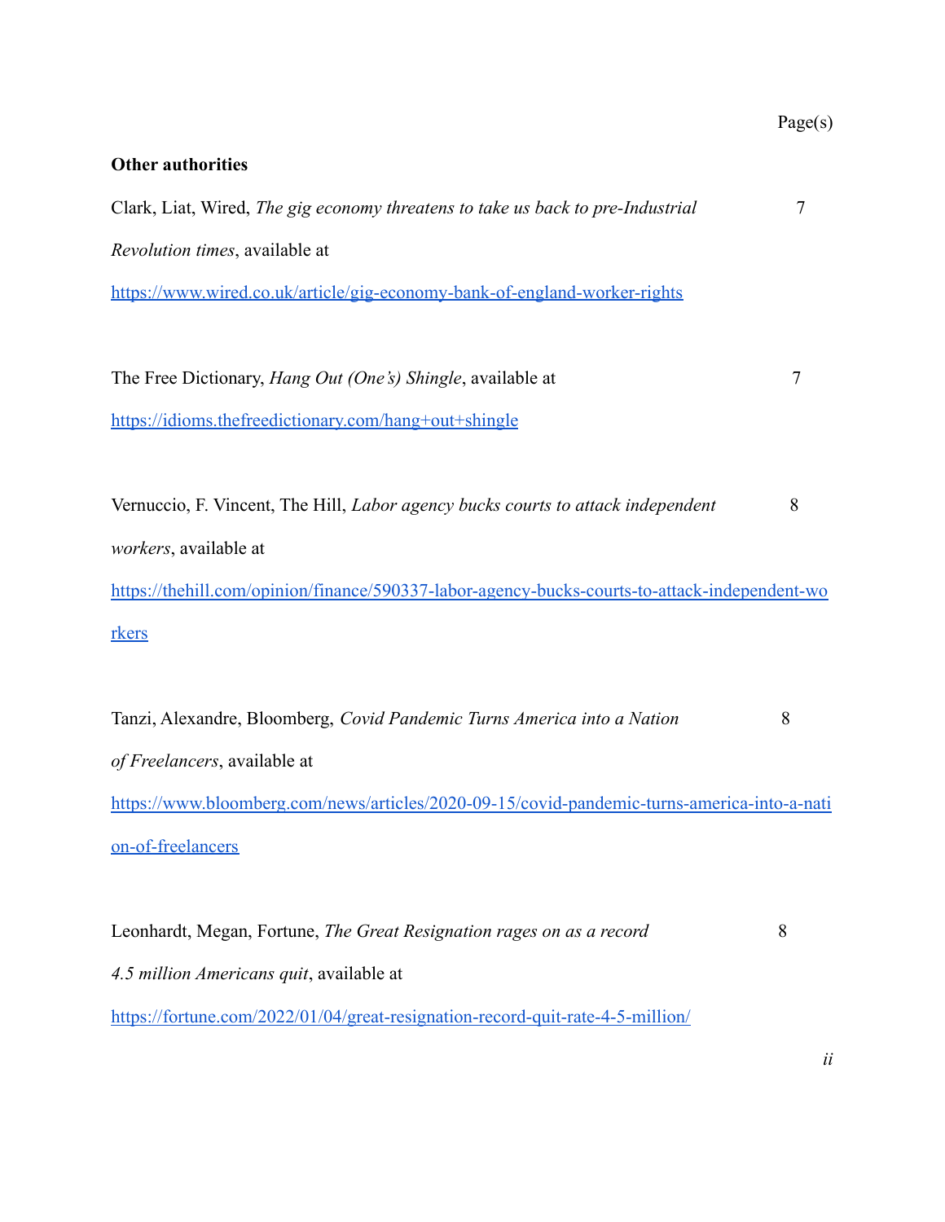Page(s)

**Other authorities**

Clark, Liat, Wired, *The gig economy threatens to take us back to pre-Industrial Revolution times*, available at https://www.wired.co.uk/article/gig-economy-bank-of-england-worker-rights — 7

The Free Dictionary, *Hang Out (One's) Shingle*, available at https://idioms.thefreedictionary.com/hang+out+shingle — 7

Vernuccio, F. Vincent, The Hill, *Labor agency bucks courts to attack independent workers*, available at https://thehill.com/opinion/finance/590337-labor-agency-bucks-courts-to-attack-independent-workers — 8

Tanzi, Alexandre, Bloomberg, *Covid Pandemic Turns America into a Nation of Freelancers*, available at https://www.bloomberg.com/news/articles/2020-09-15/covid-pandemic-turns-america-into-a-nation-of-freelancers — 8

Leonhardt, Megan, Fortune, *The Great Resignation rages on as a record 4.5 million Americans quit*, available at https://fortune.com/2022/01/04/great-resignation-record-quit-rate-4-5-million/ — 8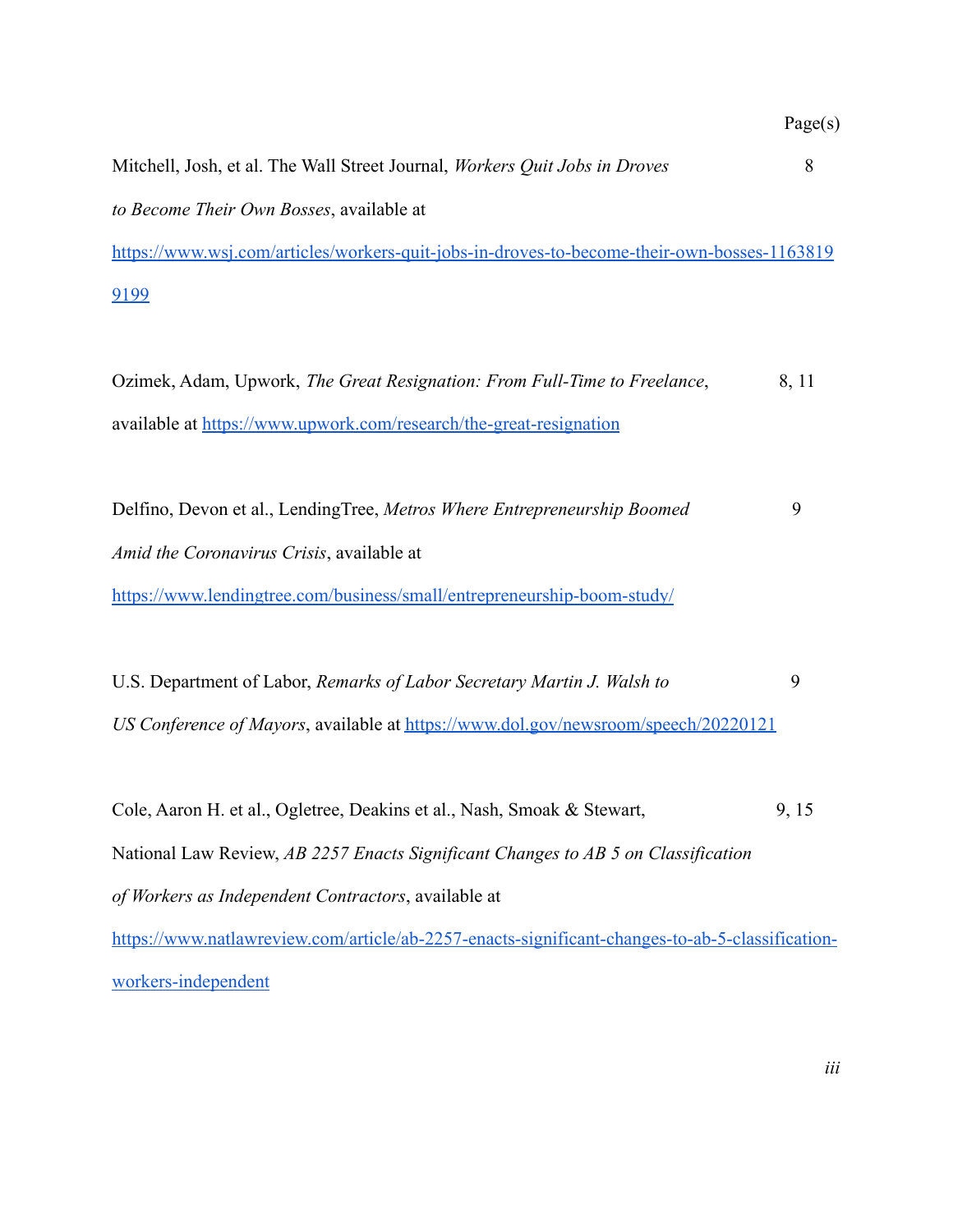Page(s)

Mitchell, Josh, et al. The Wall Street Journal, *Workers Quit Jobs in Droves to Become Their Own Bosses*, available at https://www.wsj.com/articles/workers-quit-jobs-in-droves-to-become-their-own-bosses-11638199199 — 8

Ozimek, Adam, Upwork, *The Great Resignation: From Full-Time to Freelance*, available at https://www.upwork.com/research/the-great-resignation — 8, 11

Delfino, Devon et al., LendingTree, *Metros Where Entrepreneurship Boomed Amid the Coronavirus Crisis*, available at https://www.lendingtree.com/business/small/entrepreneurship-boom-study/ — 9

U.S. Department of Labor, *Remarks of Labor Secretary Martin J. Walsh to US Conference of Mayors*, available at https://www.dol.gov/newsroom/speech/20220121 — 9

Cole, Aaron H. et al., Ogletree, Deakins et al., Nash, Smoak & Stewart, National Law Review, *AB 2257 Enacts Significant Changes to AB 5 on Classification of Workers as Independent Contractors*, available at https://www.natlawreview.com/article/ab-2257-enacts-significant-changes-to-ab-5-classification-workers-independent — 9, 15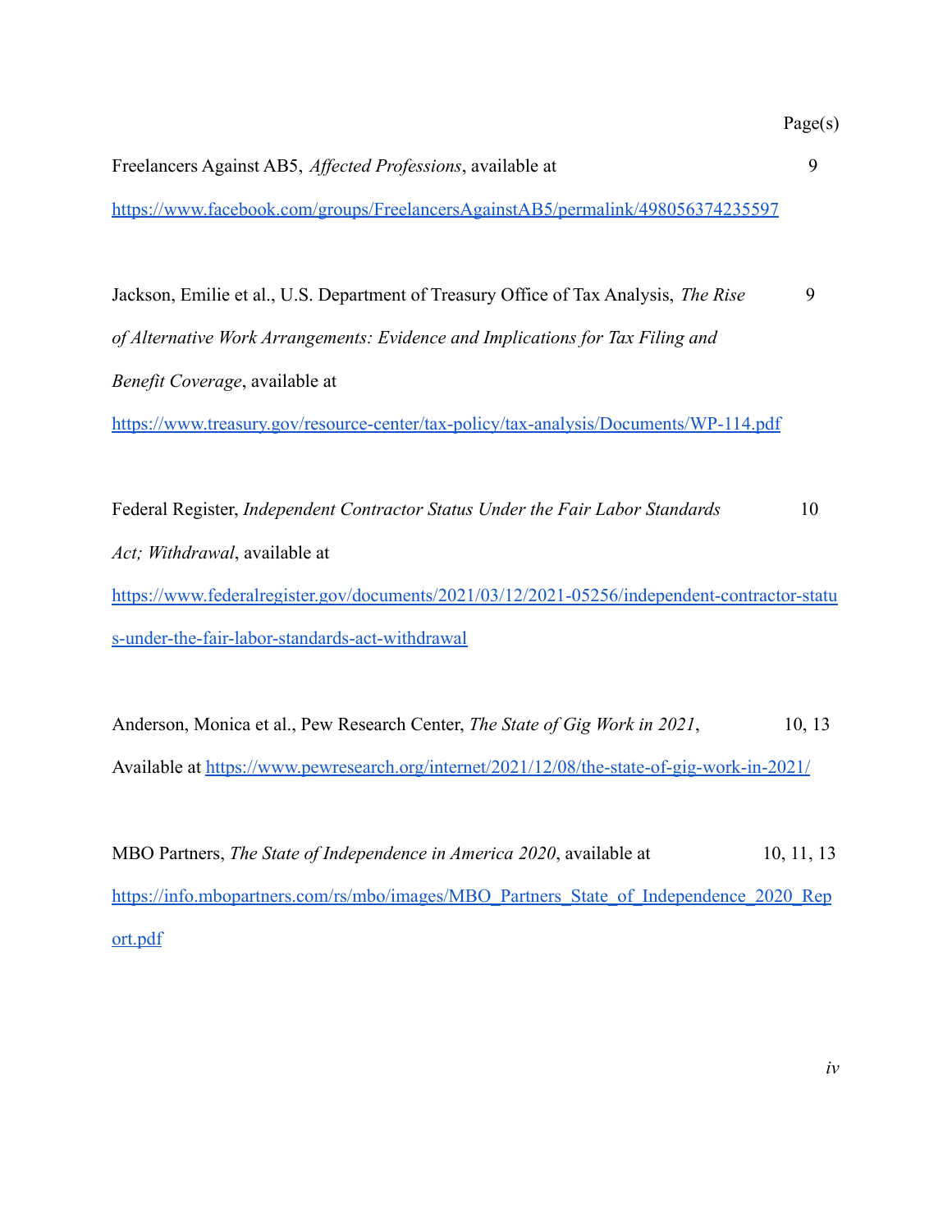| | Page(s) |
|---|---|
| Freelancers Against AB5, *Affected Professions*, available at https://www.facebook.com/groups/FreelancersAgainstAB5/permalink/498056374235597 | 9 |
| Jackson, Emilie et al., U.S. Department of Treasury Office of Tax Analysis, *The Rise of Alternative Work Arrangements: Evidence and Implications for Tax Filing and Benefit Coverage*, available at https://www.treasury.gov/resource-center/tax-policy/tax-analysis/Documents/WP-114.pdf | 9 |
| Federal Register, *Independent Contractor Status Under the Fair Labor Standards Act; Withdrawal*, available at https://www.federalregister.gov/documents/2021/03/12/2021-05256/independent-contractor-status-under-the-fair-labor-standards-act-withdrawal | 10 |
| Anderson, Monica et al., Pew Research Center, *The State of Gig Work in 2021*, Available at https://www.pewresearch.org/internet/2021/12/08/the-state-of-gig-work-in-2021/ | 10, 13 |
| MBO Partners, *The State of Independence in America 2020*, available at https://info.mbopartners.com/rs/mbo/images/MBO_Partners_State_of_Independence_2020_Report.pdf | 10, 11, 13 |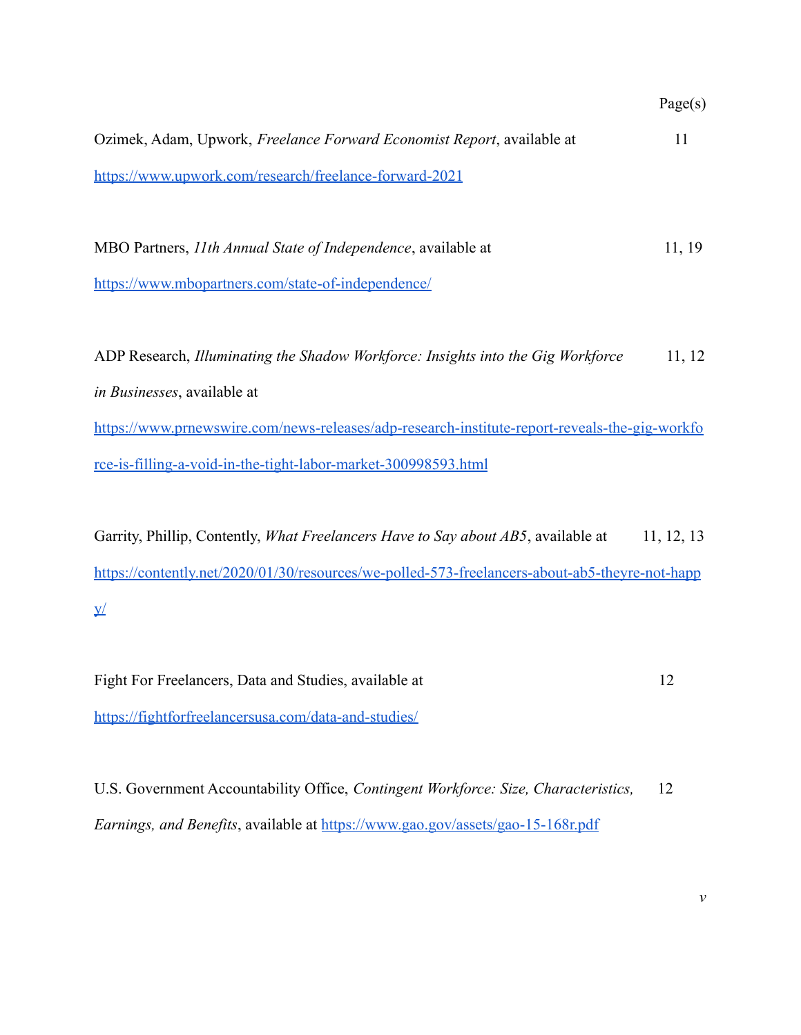Page(s)

Ozimek, Adam, Upwork, *Freelance Forward Economist Report*, available at https://www.upwork.com/research/freelance-forward-2021 — 11

MBO Partners, *11th Annual State of Independence*, available at https://www.mbopartners.com/state-of-independence/ — 11, 19

ADP Research, *Illuminating the Shadow Workforce: Insights into the Gig Workforce in Businesses*, available at https://www.prnewswire.com/news-releases/adp-research-institute-report-reveals-the-gig-workforce-is-filling-a-void-in-the-tight-labor-market-300998593.html — 11, 12

Garrity, Phillip, Contently, *What Freelancers Have to Say about AB5*, available at https://contently.net/2020/01/30/resources/we-polled-573-freelancers-about-ab5-theyre-not-happy/ — 11, 12, 13

Fight For Freelancers, Data and Studies, available at https://fightforfreelancersusa.com/data-and-studies/ — 12

U.S. Government Accountability Office, *Contingent Workforce: Size, Characteristics, Earnings, and Benefits*, available at https://www.gao.gov/assets/gao-15-168r.pdf — 12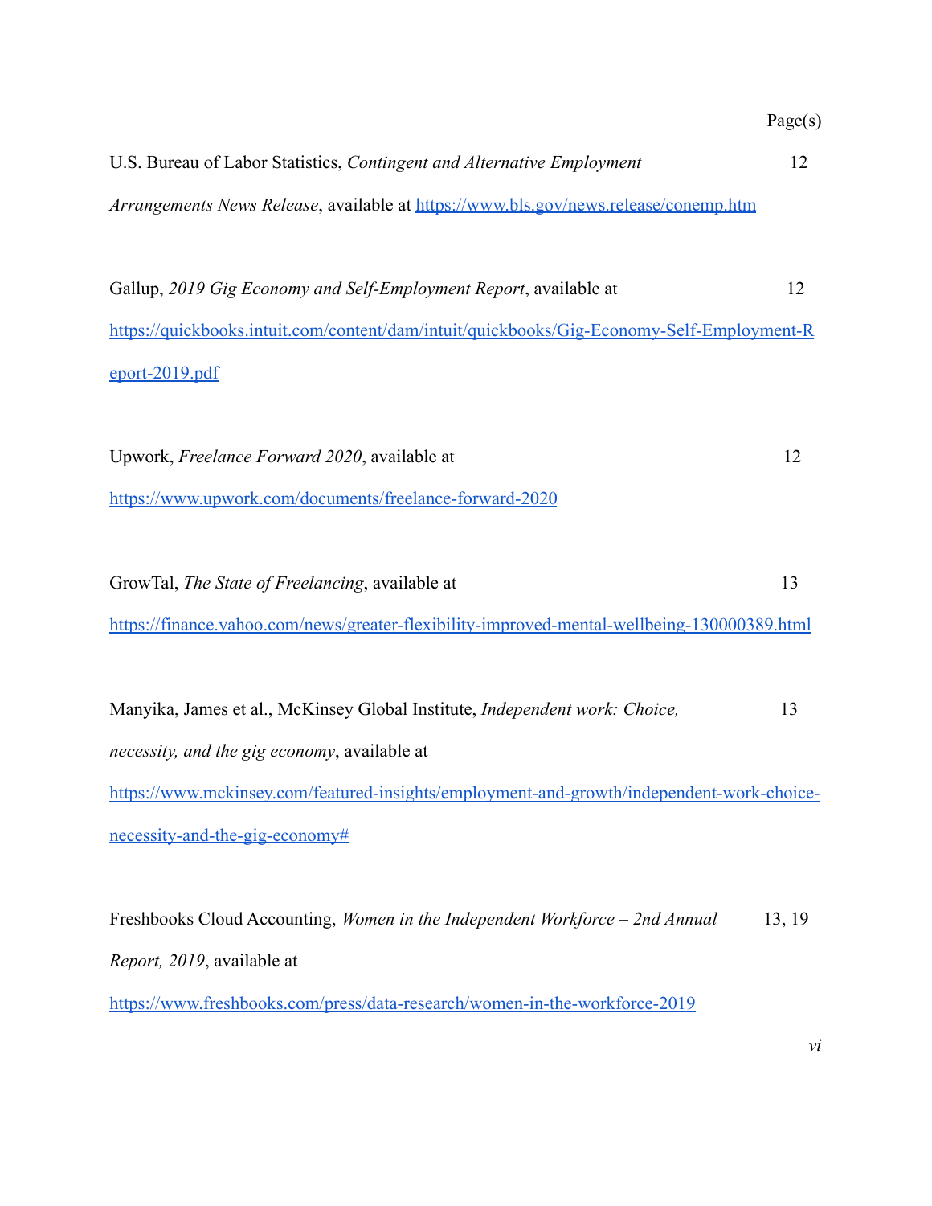Page(s)

U.S. Bureau of Labor Statistics, *Contingent and Alternative Employment Arrangements News Release*, available at https://www.bls.gov/news.release/conemp.htm — 12

Gallup, *2019 Gig Economy and Self-Employment Report*, available at https://quickbooks.intuit.com/content/dam/intuit/quickbooks/Gig-Economy-Self-Employment-Report-2019.pdf — 12

Upwork, *Freelance Forward 2020*, available at https://www.upwork.com/documents/freelance-forward-2020 — 12

GrowTal, *The State of Freelancing*, available at https://finance.yahoo.com/news/greater-flexibility-improved-mental-wellbeing-130000389.html — 13

Manyika, James et al., McKinsey Global Institute, *Independent work: Choice, necessity, and the gig economy*, available at https://www.mckinsey.com/featured-insights/employment-and-growth/independent-work-choice-necessity-and-the-gig-economy# — 13

Freshbooks Cloud Accounting, *Women in the Independent Workforce – 2nd Annual Report, 2019*, available at https://www.freshbooks.com/press/data-research/women-in-the-workforce-2019 — 13, 19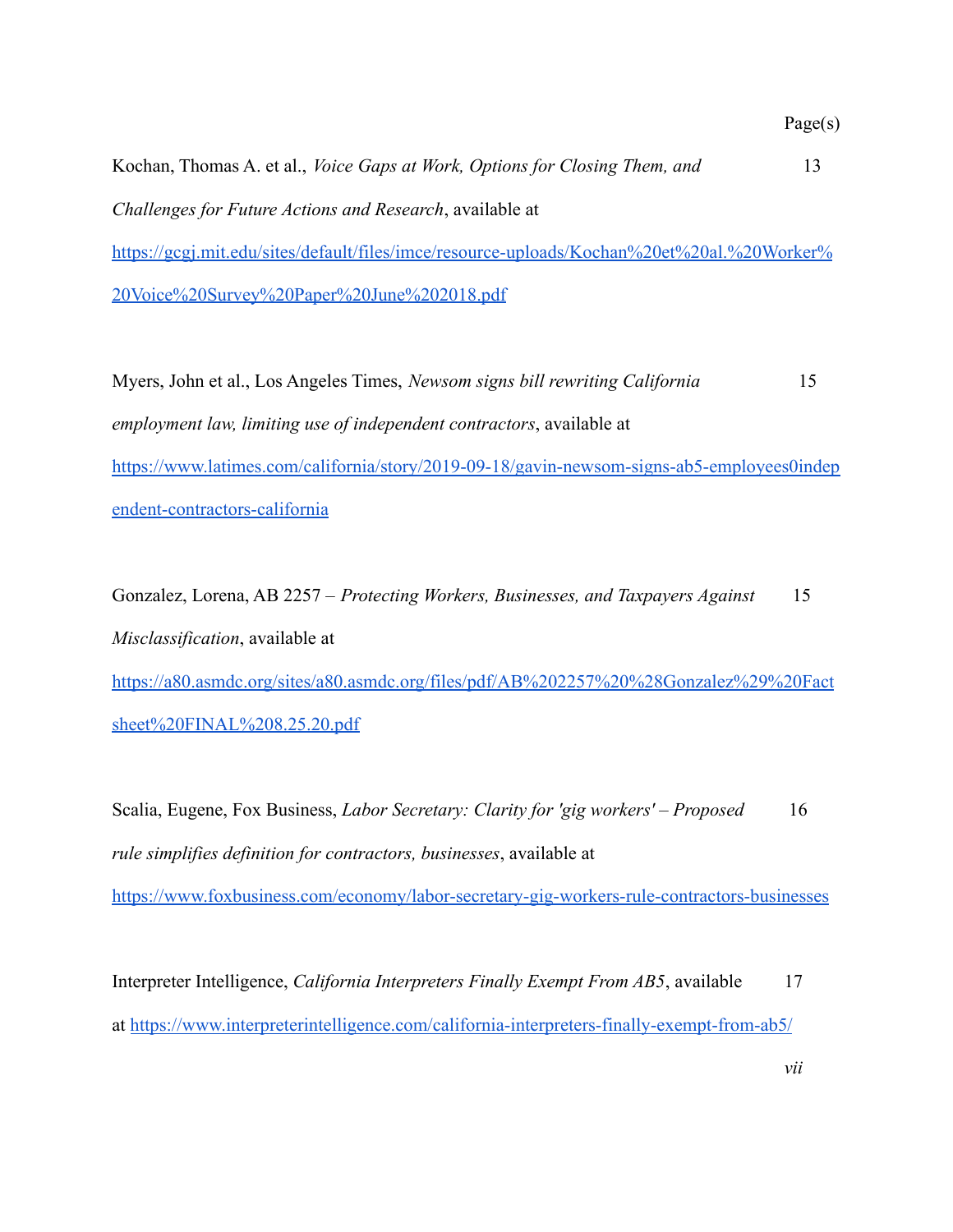Page(s)

Kochan, Thomas A. et al., *Voice Gaps at Work, Options for Closing Them, and Challenges for Future Actions and Research*, available at https://gcgj.mit.edu/sites/default/files/imce/resource-uploads/Kochan%20et%20al.%20Worker%20Voice%20Survey%20Paper%20June%202018.pdf 13

Myers, John et al., Los Angeles Times, *Newsom signs bill rewriting California employment law, limiting use of independent contractors*, available at https://www.latimes.com/california/story/2019-09-18/gavin-newsom-signs-ab5-employees0independent-contractors-california 15

Gonzalez, Lorena, AB 2257 – *Protecting Workers, Businesses, and Taxpayers Against Misclassification*, available at https://a80.asmdc.org/sites/a80.asmdc.org/files/pdf/AB%202257%20%28Gonzalez%29%20Fact sheet%20FINAL%208.25.20.pdf 15

Scalia, Eugene, Fox Business, *Labor Secretary: Clarity for 'gig workers' – Proposed rule simplifies definition for contractors, businesses*, available at https://www.foxbusiness.com/economy/labor-secretary-gig-workers-rule-contractors-businesses 16

Interpreter Intelligence, *California Interpreters Finally Exempt From AB5*, available at https://www.interpreterintelligence.com/california-interpreters-finally-exempt-from-ab5/ 17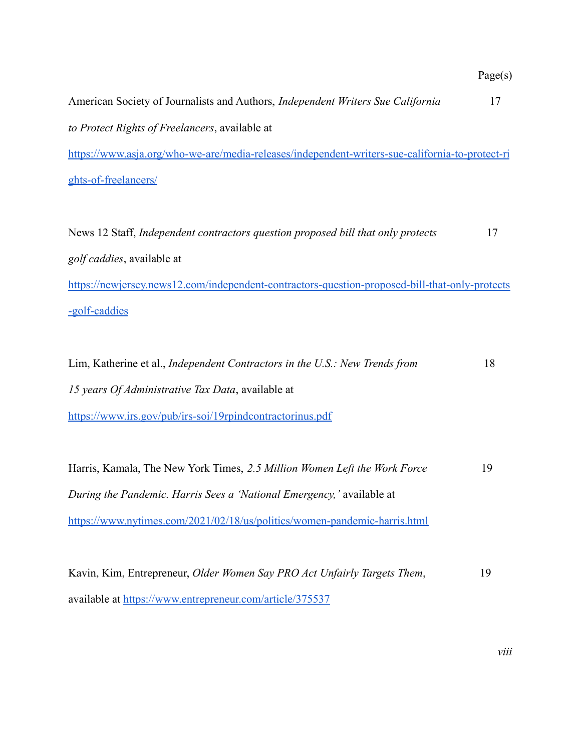Page(s)

American Society of Journalists and Authors, *Independent Writers Sue California to Protect Rights of Freelancers*, available at https://www.asja.org/who-we-are/media-releases/independent-writers-sue-california-to-protect-rights-of-freelancers/ — 17

News 12 Staff, *Independent contractors question proposed bill that only protects golf caddies*, available at https://newjersey.news12.com/independent-contractors-question-proposed-bill-that-only-protects-golf-caddies — 17

Lim, Katherine et al., *Independent Contractors in the U.S.: New Trends from 15 years Of Administrative Tax Data*, available at https://www.irs.gov/pub/irs-soi/19rpindcontractorinus.pdf — 18

Harris, Kamala, The New York Times, *2.5 Million Women Left the Work Force During the Pandemic. Harris Sees a 'National Emergency,'* available at https://www.nytimes.com/2021/02/18/us/politics/women-pandemic-harris.html — 19

Kavin, Kim, Entrepreneur, *Older Women Say PRO Act Unfairly Targets Them*, available at https://www.entrepreneur.com/article/375537 — 19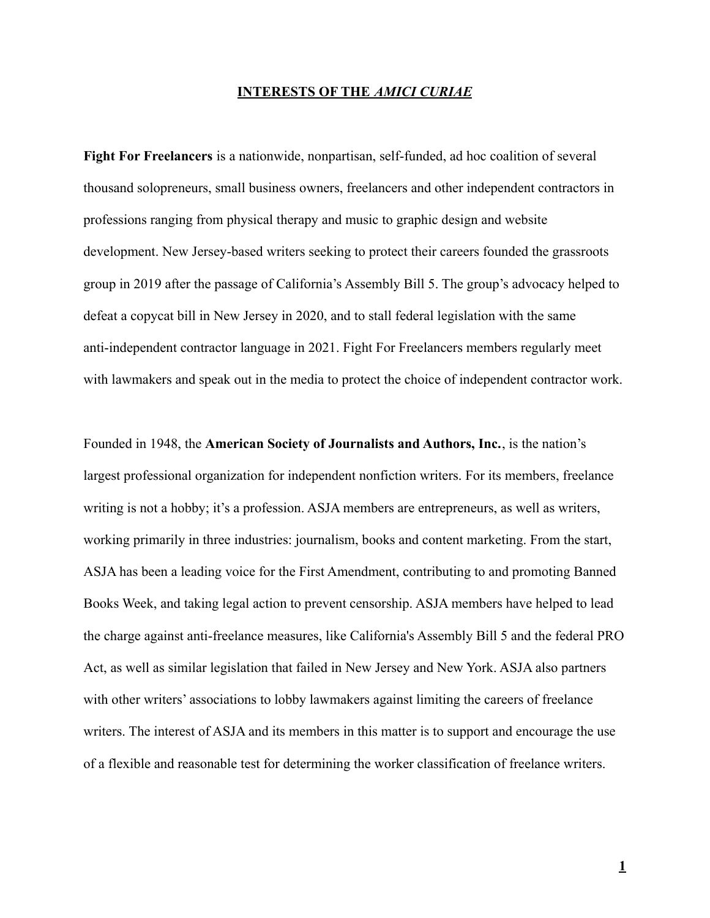## INTERESTS OF THE *AMICI CURIAE*

**Fight For Freelancers** is a nationwide, nonpartisan, self-funded, ad hoc coalition of several thousand solopreneurs, small business owners, freelancers and other independent contractors in professions ranging from physical therapy and music to graphic design and website development. New Jersey-based writers seeking to protect their careers founded the grassroots group in 2019 after the passage of California's Assembly Bill 5. The group's advocacy helped to defeat a copycat bill in New Jersey in 2020, and to stall federal legislation with the same anti-independent contractor language in 2021. Fight For Freelancers members regularly meet with lawmakers and speak out in the media to protect the choice of independent contractor work.

Founded in 1948, the **American Society of Journalists and Authors, Inc.**, is the nation's largest professional organization for independent nonfiction writers. For its members, freelance writing is not a hobby; it's a profession. ASJA members are entrepreneurs, as well as writers, working primarily in three industries: journalism, books and content marketing. From the start, ASJA has been a leading voice for the First Amendment, contributing to and promoting Banned Books Week, and taking legal action to prevent censorship. ASJA members have helped to lead the charge against anti-freelance measures, like California's Assembly Bill 5 and the federal PRO Act, as well as similar legislation that failed in New Jersey and New York. ASJA also partners with other writers' associations to lobby lawmakers against limiting the careers of freelance writers. The interest of ASJA and its members in this matter is to support and encourage the use of a flexible and reasonable test for determining the worker classification of freelance writers.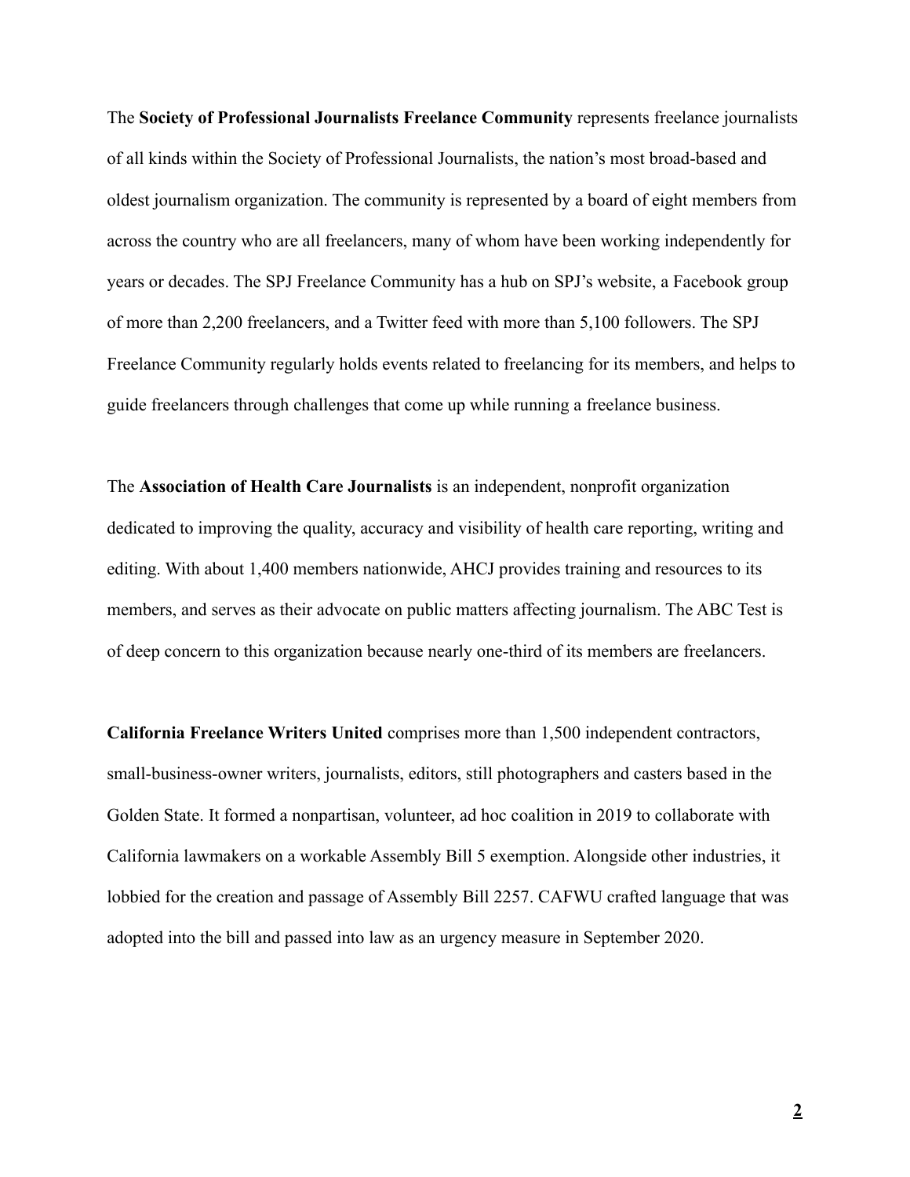The **Society of Professional Journalists Freelance Community** represents freelance journalists of all kinds within the Society of Professional Journalists, the nation's most broad-based and oldest journalism organization. The community is represented by a board of eight members from across the country who are all freelancers, many of whom have been working independently for years or decades. The SPJ Freelance Community has a hub on SPJ's website, a Facebook group of more than 2,200 freelancers, and a Twitter feed with more than 5,100 followers. The SPJ Freelance Community regularly holds events related to freelancing for its members, and helps to guide freelancers through challenges that come up while running a freelance business.

The **Association of Health Care Journalists** is an independent, nonprofit organization dedicated to improving the quality, accuracy and visibility of health care reporting, writing and editing. With about 1,400 members nationwide, AHCJ provides training and resources to its members, and serves as their advocate on public matters affecting journalism. The ABC Test is of deep concern to this organization because nearly one-third of its members are freelancers.

**California Freelance Writers United** comprises more than 1,500 independent contractors, small-business-owner writers, journalists, editors, still photographers and casters based in the Golden State. It formed a nonpartisan, volunteer, ad hoc coalition in 2019 to collaborate with California lawmakers on a workable Assembly Bill 5 exemption. Alongside other industries, it lobbied for the creation and passage of Assembly Bill 2257. CAFWU crafted language that was adopted into the bill and passed into law as an urgency measure in September 2020.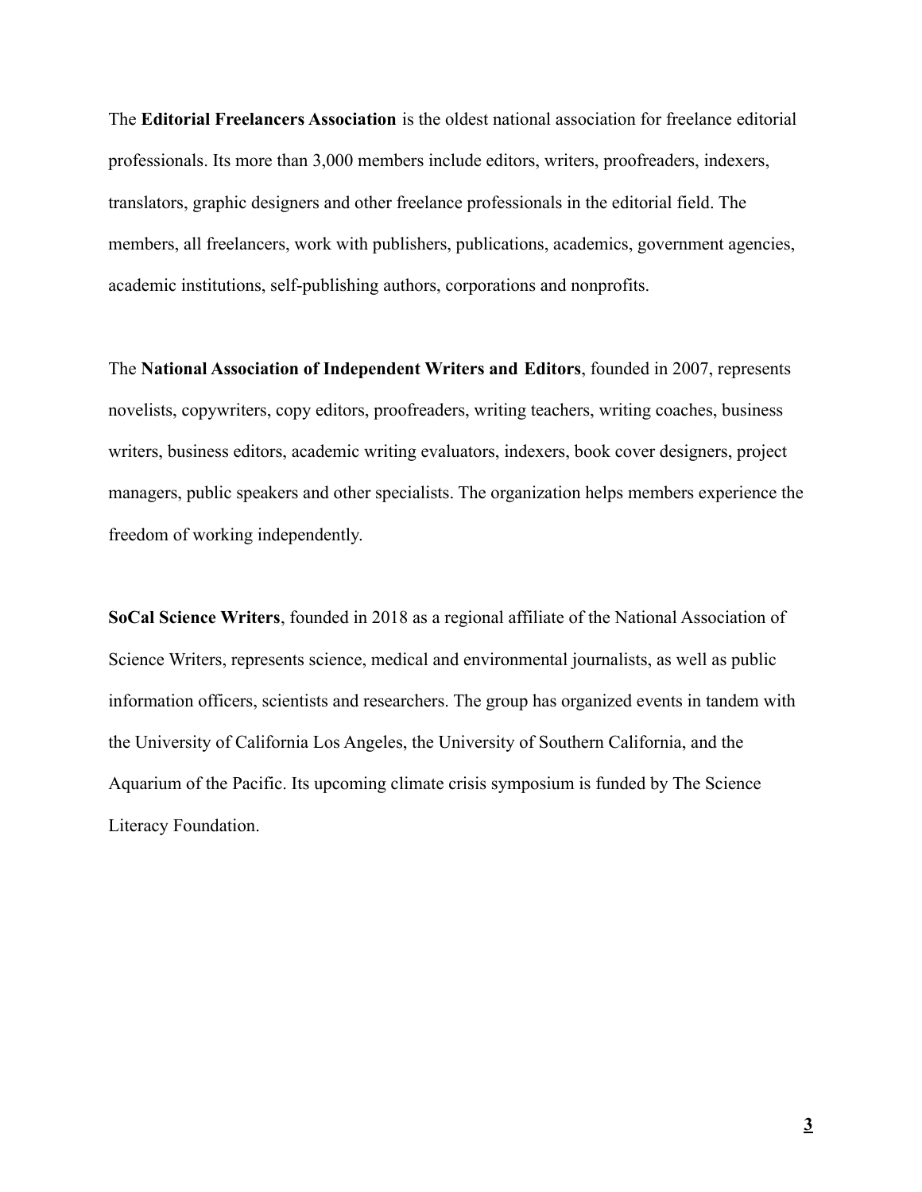The **Editorial Freelancers Association** is the oldest national association for freelance editorial professionals. Its more than 3,000 members include editors, writers, proofreaders, indexers, translators, graphic designers and other freelance professionals in the editorial field. The members, all freelancers, work with publishers, publications, academics, government agencies, academic institutions, self-publishing authors, corporations and nonprofits.

The **National Association of Independent Writers and Editors**, founded in 2007, represents novelists, copywriters, copy editors, proofreaders, writing teachers, writing coaches, business writers, business editors, academic writing evaluators, indexers, book cover designers, project managers, public speakers and other specialists. The organization helps members experience the freedom of working independently.

**SoCal Science Writers**, founded in 2018 as a regional affiliate of the National Association of Science Writers, represents science, medical and environmental journalists, as well as public information officers, scientists and researchers. The group has organized events in tandem with the University of California Los Angeles, the University of Southern California, and the Aquarium of the Pacific. Its upcoming climate crisis symposium is funded by The Science Literacy Foundation.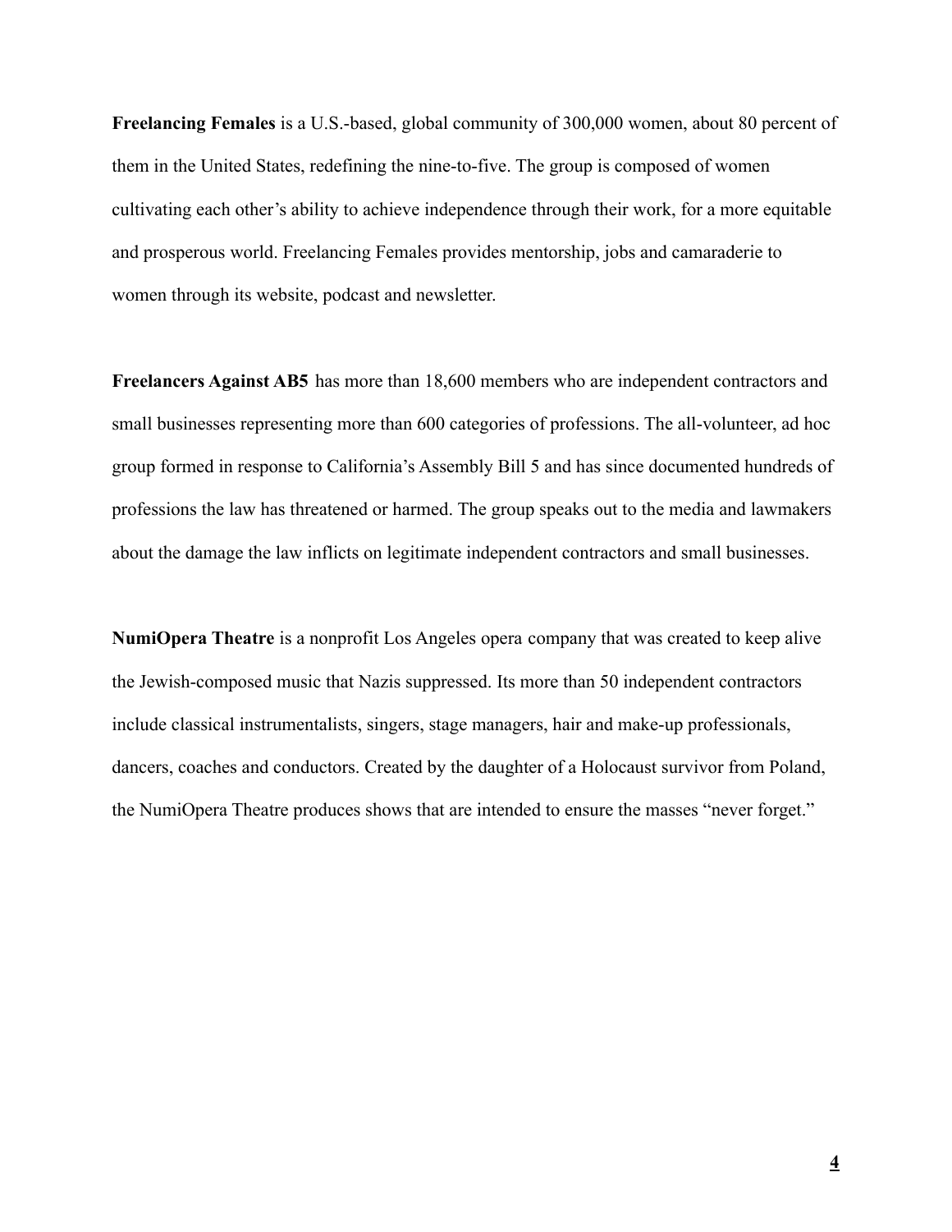**Freelancing Females** is a U.S.-based, global community of 300,000 women, about 80 percent of them in the United States, redefining the nine-to-five. The group is composed of women cultivating each other's ability to achieve independence through their work, for a more equitable and prosperous world. Freelancing Females provides mentorship, jobs and camaraderie to women through its website, podcast and newsletter.

**Freelancers Against AB5** has more than 18,600 members who are independent contractors and small businesses representing more than 600 categories of professions. The all-volunteer, ad hoc group formed in response to California's Assembly Bill 5 and has since documented hundreds of professions the law has threatened or harmed. The group speaks out to the media and lawmakers about the damage the law inflicts on legitimate independent contractors and small businesses.

**NumiOpera Theatre** is a nonprofit Los Angeles opera company that was created to keep alive the Jewish-composed music that Nazis suppressed. Its more than 50 independent contractors include classical instrumentalists, singers, stage managers, hair and make-up professionals, dancers, coaches and conductors. Created by the daughter of a Holocaust survivor from Poland, the NumiOpera Theatre produces shows that are intended to ensure the masses "never forget."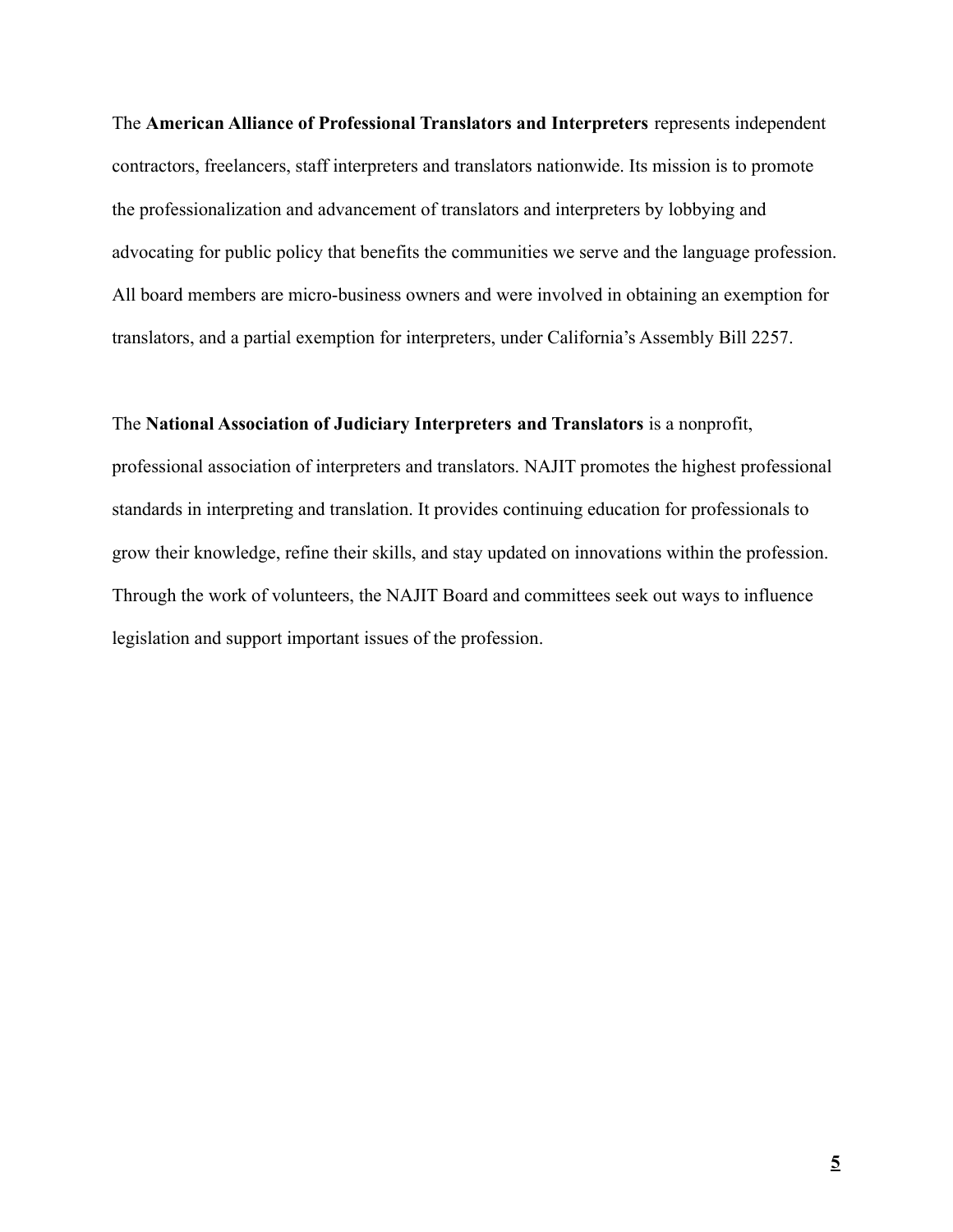The **American Alliance of Professional Translators and Interpreters** represents independent contractors, freelancers, staff interpreters and translators nationwide. Its mission is to promote the professionalization and advancement of translators and interpreters by lobbying and advocating for public policy that benefits the communities we serve and the language profession. All board members are micro-business owners and were involved in obtaining an exemption for translators, and a partial exemption for interpreters, under California's Assembly Bill 2257.

The **National Association of Judiciary Interpreters and Translators** is a nonprofit, professional association of interpreters and translators. NAJIT promotes the highest professional standards in interpreting and translation. It provides continuing education for professionals to grow their knowledge, refine their skills, and stay updated on innovations within the profession. Through the work of volunteers, the NAJIT Board and committees seek out ways to influence legislation and support important issues of the profession.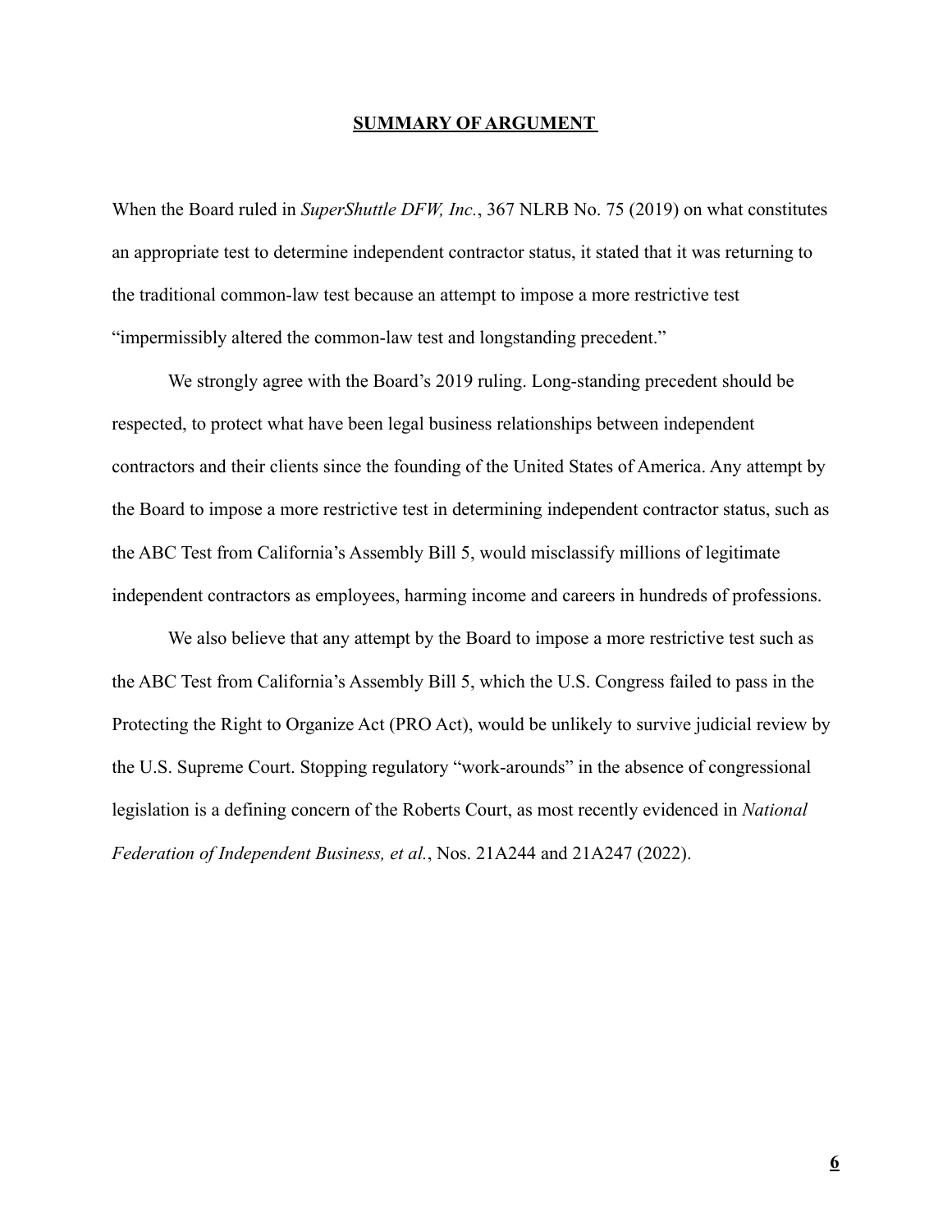## **SUMMARY OF ARGUMENT**

When the Board ruled in *SuperShuttle DFW, Inc.*, 367 NLRB No. 75 (2019) on what constitutes an appropriate test to determine independent contractor status, it stated that it was returning to the traditional common-law test because an attempt to impose a more restrictive test "impermissibly altered the common-law test and longstanding precedent."

We strongly agree with the Board's 2019 ruling. Long-standing precedent should be respected, to protect what have been legal business relationships between independent contractors and their clients since the founding of the United States of America. Any attempt by the Board to impose a more restrictive test in determining independent contractor status, such as the ABC Test from California's Assembly Bill 5, would misclassify millions of legitimate independent contractors as employees, harming income and careers in hundreds of professions.

We also believe that any attempt by the Board to impose a more restrictive test such as the ABC Test from California's Assembly Bill 5, which the U.S. Congress failed to pass in the Protecting the Right to Organize Act (PRO Act), would be unlikely to survive judicial review by the U.S. Supreme Court. Stopping regulatory "work-arounds" in the absence of congressional legislation is a defining concern of the Roberts Court, as most recently evidenced in *National Federation of Independent Business, et al.*, Nos. 21A244 and 21A247 (2022).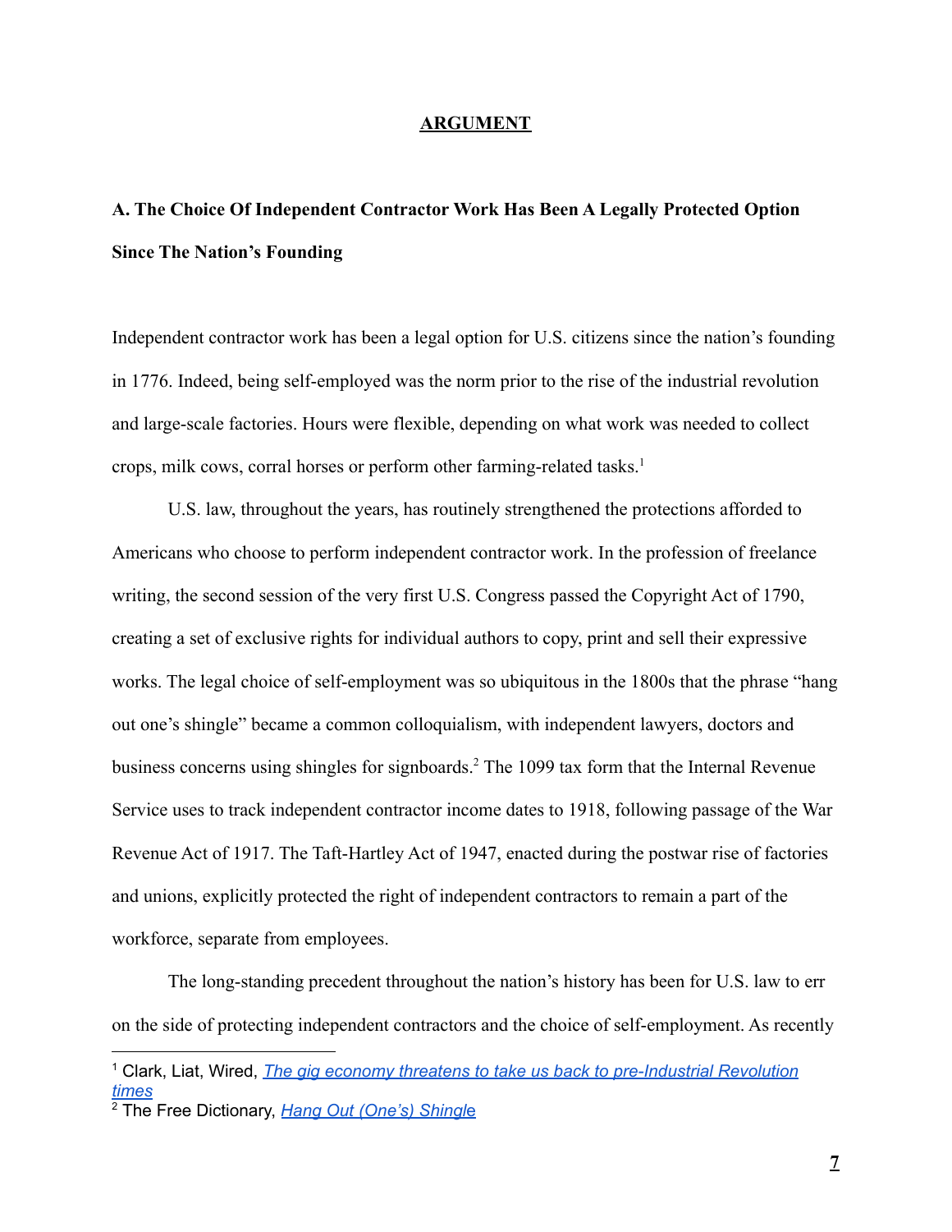## ARGUMENT

### A. The Choice Of Independent Contractor Work Has Been A Legally Protected Option Since The Nation's Founding

Independent contractor work has been a legal option for U.S. citizens since the nation's founding in 1776. Indeed, being self-employed was the norm prior to the rise of the industrial revolution and large-scale factories. Hours were flexible, depending on what work was needed to collect crops, milk cows, corral horses or perform other farming-related tasks.[1]

U.S. law, throughout the years, has routinely strengthened the protections afforded to Americans who choose to perform independent contractor work. In the profession of freelance writing, the second session of the very first U.S. Congress passed the Copyright Act of 1790, creating a set of exclusive rights for individual authors to copy, print and sell their expressive works. The legal choice of self-employment was so ubiquitous in the 1800s that the phrase "hang out one's shingle" became a common colloquialism, with independent lawyers, doctors and business concerns using shingles for signboards.[2] The 1099 tax form that the Internal Revenue Service uses to track independent contractor income dates to 1918, following passage of the War Revenue Act of 1917. The Taft-Hartley Act of 1947, enacted during the postwar rise of factories and unions, explicitly protected the right of independent contractors to remain a part of the workforce, separate from employees.

The long-standing precedent throughout the nation's history has been for U.S. law to err on the side of protecting independent contractors and the choice of self-employment. As recently

---

[1] Clark, Liat, Wired, *The gig economy threatens to take us back to pre-Industrial Revolution times*

[2] The Free Dictionary, *Hang Out (One's) Shingle*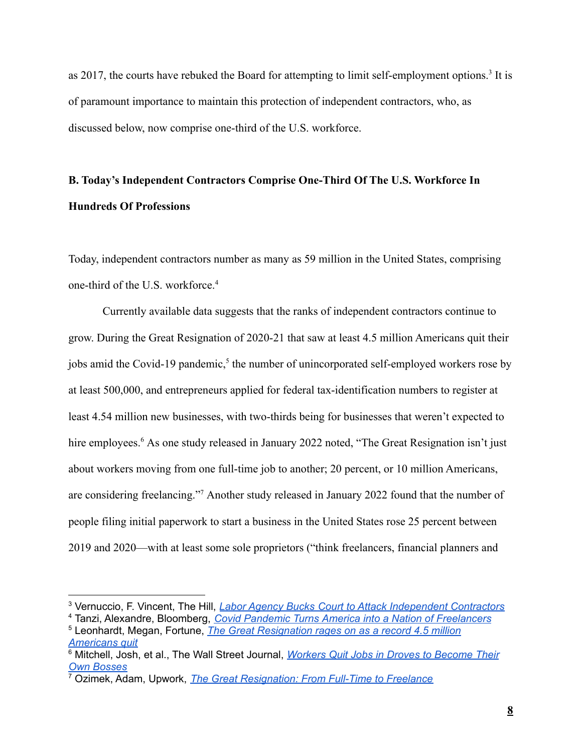as 2017, the courts have rebuked the Board for attempting to limit self-employment options.[3] It is of paramount importance to maintain this protection of independent contractors, who, as discussed below, now comprise one-third of the U.S. workforce.

**B. Today's Independent Contractors Comprise One-Third Of The U.S. Workforce In Hundreds Of Professions**

Today, independent contractors number as many as 59 million in the United States, comprising one-third of the U.S. workforce.[4]

Currently available data suggests that the ranks of independent contractors continue to grow. During the Great Resignation of 2020-21 that saw at least 4.5 million Americans quit their jobs amid the Covid-19 pandemic,[5] the number of unincorporated self-employed workers rose by at least 500,000, and entrepreneurs applied for federal tax-identification numbers to register at least 4.54 million new businesses, with two-thirds being for businesses that weren't expected to hire employees.[6] As one study released in January 2022 noted, "The Great Resignation isn't just about workers moving from one full-time job to another; 20 percent, or 10 million Americans, are considering freelancing."[7] Another study released in January 2022 found that the number of people filing initial paperwork to start a business in the United States rose 25 percent between 2019 and 2020—with at least some sole proprietors ("think freelancers, financial planners and

---

[3] Vernuccio, F. Vincent, The Hill, *Labor Agency Bucks Court to Attack Independent Contractors*

[4] Tanzi, Alexandre, Bloomberg, *Covid Pandemic Turns America into a Nation of Freelancers*

[5] Leonhardt, Megan, Fortune, *The Great Resignation rages on as a record 4.5 million Americans quit*

[6] Mitchell, Josh, et al., The Wall Street Journal, *Workers Quit Jobs in Droves to Become Their Own Bosses*

[7] Ozimek, Adam, Upwork, *The Great Resignation: From Full-Time to Freelance*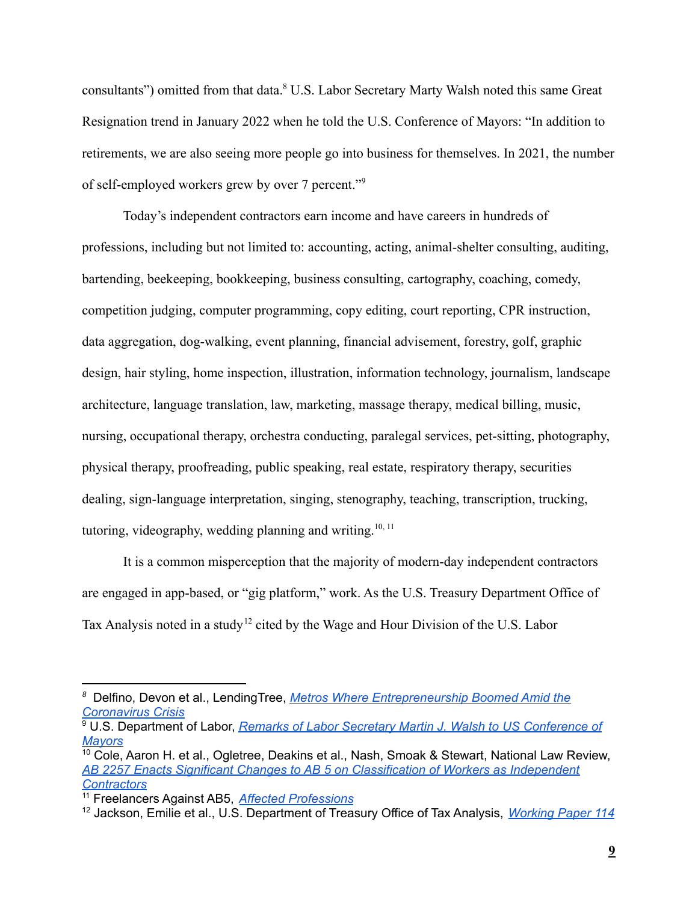consultants") omitted from that data.[8] U.S. Labor Secretary Marty Walsh noted this same Great Resignation trend in January 2022 when he told the U.S. Conference of Mayors: "In addition to retirements, we are also seeing more people go into business for themselves. In 2021, the number of self-employed workers grew by over 7 percent."[9]

Today's independent contractors earn income and have careers in hundreds of professions, including but not limited to: accounting, acting, animal-shelter consulting, auditing, bartending, beekeeping, bookkeeping, business consulting, cartography, coaching, comedy, competition judging, computer programming, copy editing, court reporting, CPR instruction, data aggregation, dog-walking, event planning, financial advisement, forestry, golf, graphic design, hair styling, home inspection, illustration, information technology, journalism, landscape architecture, language translation, law, marketing, massage therapy, medical billing, music, nursing, occupational therapy, orchestra conducting, paralegal services, pet-sitting, photography, physical therapy, proofreading, public speaking, real estate, respiratory therapy, securities dealing, sign-language interpretation, singing, stenography, teaching, transcription, trucking, tutoring, videography, wedding planning and writing.[10, 11]

It is a common misperception that the majority of modern-day independent contractors are engaged in app-based, or "gig platform," work. As the U.S. Treasury Department Office of Tax Analysis noted in a study[12] cited by the Wage and Hour Division of the U.S. Labor

---

[8] Delfino, Devon et al., LendingTree, *Metros Where Entrepreneurship Boomed Amid the Coronavirus Crisis*

[9] U.S. Department of Labor, *Remarks of Labor Secretary Martin J. Walsh to US Conference of Mayors*

[10] Cole, Aaron H. et al., Ogletree, Deakins et al., Nash, Smoak & Stewart, National Law Review, *AB 2257 Enacts Significant Changes to AB 5 on Classification of Workers as Independent Contractors*

[11] Freelancers Against AB5, *Affected Professions*

[12] Jackson, Emilie et al., U.S. Department of Treasury Office of Tax Analysis, *Working Paper 114*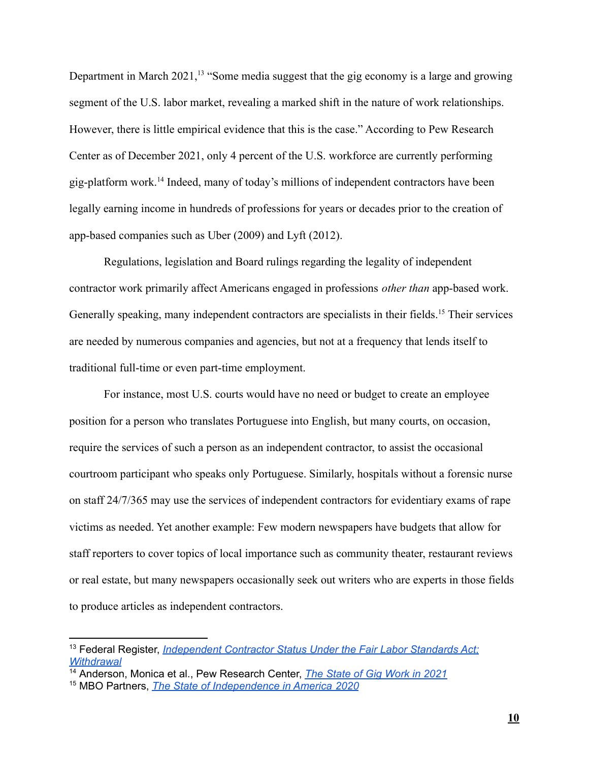Department in March 2021,[13] "Some media suggest that the gig economy is a large and growing segment of the U.S. labor market, revealing a marked shift in the nature of work relationships. However, there is little empirical evidence that this is the case." According to Pew Research Center as of December 2021, only 4 percent of the U.S. workforce are currently performing gig-platform work.[14] Indeed, many of today's millions of independent contractors have been legally earning income in hundreds of professions for years or decades prior to the creation of app-based companies such as Uber (2009) and Lyft (2012).

Regulations, legislation and Board rulings regarding the legality of independent contractor work primarily affect Americans engaged in professions *other than* app-based work. Generally speaking, many independent contractors are specialists in their fields.[15] Their services are needed by numerous companies and agencies, but not at a frequency that lends itself to traditional full-time or even part-time employment.

For instance, most U.S. courts would have no need or budget to create an employee position for a person who translates Portuguese into English, but many courts, on occasion, require the services of such a person as an independent contractor, to assist the occasional courtroom participant who speaks only Portuguese. Similarly, hospitals without a forensic nurse on staff 24/7/365 may use the services of independent contractors for evidentiary exams of rape victims as needed. Yet another example: Few modern newspapers have budgets that allow for staff reporters to cover topics of local importance such as community theater, restaurant reviews or real estate, but many newspapers occasionally seek out writers who are experts in those fields to produce articles as independent contractors.

---

[13] Federal Register, *Independent Contractor Status Under the Fair Labor Standards Act: Withdrawal*

[14] Anderson, Monica et al., Pew Research Center, *The State of Gig Work in 2021*

[15] MBO Partners, *The State of Independence in America 2020*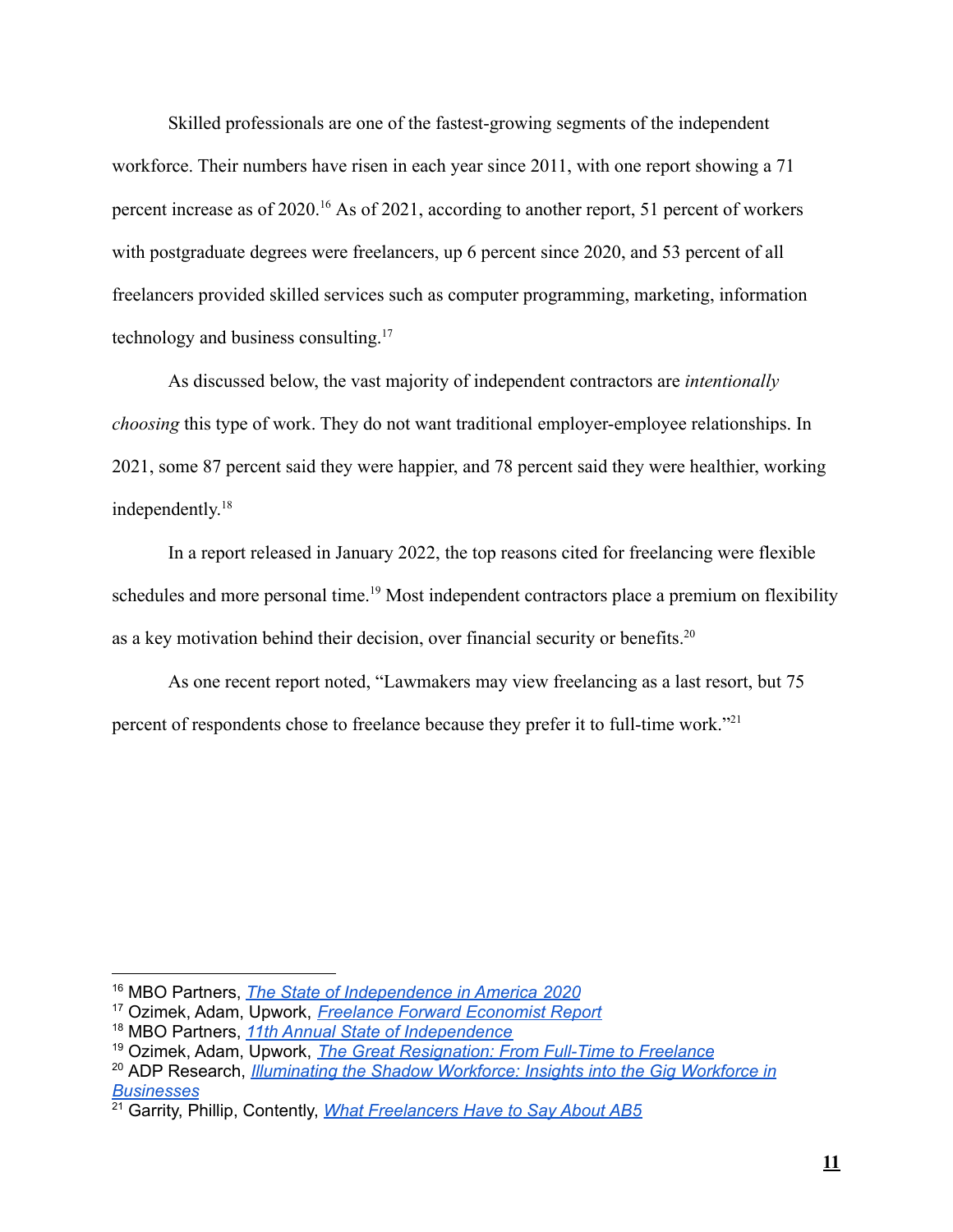Skilled professionals are one of the fastest-growing segments of the independent workforce. Their numbers have risen in each year since 2011, with one report showing a 71 percent increase as of 2020.[16] As of 2021, according to another report, 51 percent of workers with postgraduate degrees were freelancers, up 6 percent since 2020, and 53 percent of all freelancers provided skilled services such as computer programming, marketing, information technology and business consulting.[17]

As discussed below, the vast majority of independent contractors are *intentionally choosing* this type of work. They do not want traditional employer-employee relationships. In 2021, some 87 percent said they were happier, and 78 percent said they were healthier, working independently.[18]

In a report released in January 2022, the top reasons cited for freelancing were flexible schedules and more personal time.[19] Most independent contractors place a premium on flexibility as a key motivation behind their decision, over financial security or benefits.[20]

As one recent report noted, "Lawmakers may view freelancing as a last resort, but 75 percent of respondents chose to freelance because they prefer it to full-time work."[21]

---

[16] MBO Partners, *The State of Independence in America 2020*
[17] Ozimek, Adam, Upwork, *Freelance Forward Economist Report*
[18] MBO Partners, *11th Annual State of Independence*
[19] Ozimek, Adam, Upwork, *The Great Resignation: From Full-Time to Freelance*
[20] ADP Research, *Illuminating the Shadow Workforce: Insights into the Gig Workforce in Businesses*
[21] Garrity, Phillip, Contently, *What Freelancers Have to Say About AB5*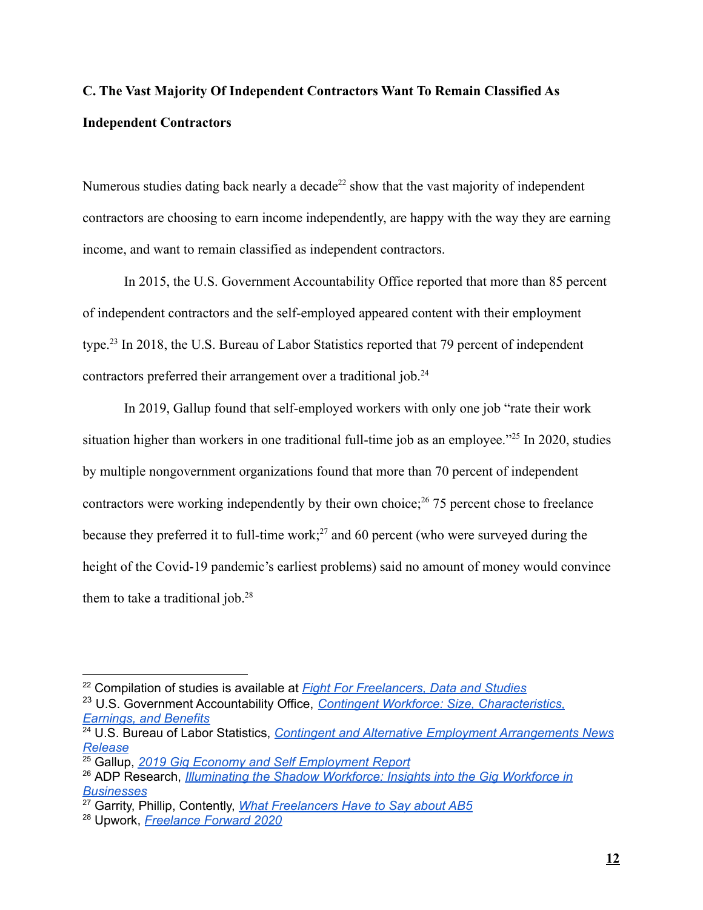**C. The Vast Majority Of Independent Contractors Want To Remain Classified As Independent Contractors**

Numerous studies dating back nearly a decade[22] show that the vast majority of independent contractors are choosing to earn income independently, are happy with the way they are earning income, and want to remain classified as independent contractors.

In 2015, the U.S. Government Accountability Office reported that more than 85 percent of independent contractors and the self-employed appeared content with their employment type.[23] In 2018, the U.S. Bureau of Labor Statistics reported that 79 percent of independent contractors preferred their arrangement over a traditional job.[24]

In 2019, Gallup found that self-employed workers with only one job "rate their work situation higher than workers in one traditional full-time job as an employee."[25] In 2020, studies by multiple nongovernment organizations found that more than 70 percent of independent contractors were working independently by their own choice;[26] 75 percent chose to freelance because they preferred it to full-time work;[27] and 60 percent (who were surveyed during the height of the Covid-19 pandemic's earliest problems) said no amount of money would convince them to take a traditional job.[28]

---

[22] Compilation of studies is available at *Fight For Freelancers, Data and Studies*

[23] U.S. Government Accountability Office, *Contingent Workforce: Size, Characteristics, Earnings, and Benefits*

[24] U.S. Bureau of Labor Statistics, *Contingent and Alternative Employment Arrangements News Release*

[25] Gallup, *2019 Gig Economy and Self Employment Report*

[26] ADP Research, *Illuminating the Shadow Workforce: Insights into the Gig Workforce in Businesses*

[27] Garrity, Phillip, Contently, *What Freelancers Have to Say about AB5*

[28] Upwork, *Freelance Forward 2020*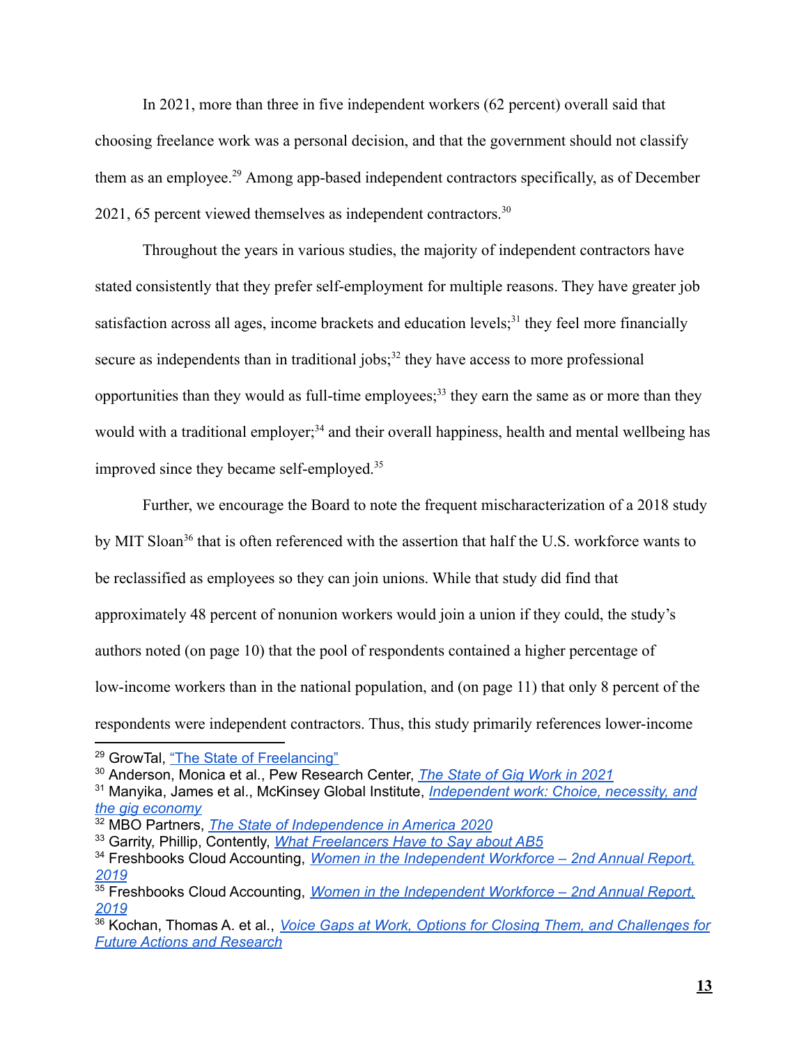In 2021, more than three in five independent workers (62 percent) overall said that choosing freelance work was a personal decision, and that the government should not classify them as an employee.[29] Among app-based independent contractors specifically, as of December 2021, 65 percent viewed themselves as independent contractors.[30]

Throughout the years in various studies, the majority of independent contractors have stated consistently that they prefer self-employment for multiple reasons. They have greater job satisfaction across all ages, income brackets and education levels;[31] they feel more financially secure as independents than in traditional jobs;[32] they have access to more professional opportunities than they would as full-time employees;[33] they earn the same as or more than they would with a traditional employer;[34] and their overall happiness, health and mental wellbeing has improved since they became self-employed.[35]

Further, we encourage the Board to note the frequent mischaracterization of a 2018 study by MIT Sloan[36] that is often referenced with the assertion that half the U.S. workforce wants to be reclassified as employees so they can join unions. While that study did find that approximately 48 percent of nonunion workers would join a union if they could, the study's authors noted (on page 10) that the pool of respondents contained a higher percentage of low-income workers than in the national population, and (on page 11) that only 8 percent of the respondents were independent contractors. Thus, this study primarily references lower-income

---

[29] GrowTal, "The State of Freelancing"

[30] Anderson, Monica et al., Pew Research Center, *The State of Gig Work in 2021*

[31] Manyika, James et al., McKinsey Global Institute, *Independent work: Choice, necessity, and the gig economy*

[32] MBO Partners, *The State of Independence in America 2020*

[33] Garrity, Phillip, Contently, *What Freelancers Have to Say about AB5*

[34] Freshbooks Cloud Accounting, *Women in the Independent Workforce – 2nd Annual Report, 2019*

[35] Freshbooks Cloud Accounting, *Women in the Independent Workforce – 2nd Annual Report, 2019*

[36] Kochan, Thomas A. et al., *Voice Gaps at Work, Options for Closing Them, and Challenges for Future Actions and Research*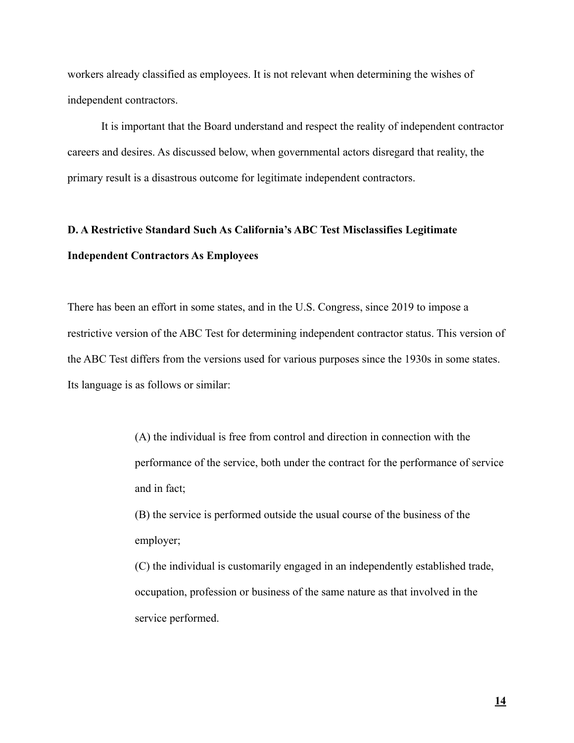workers already classified as employees. It is not relevant when determining the wishes of independent contractors.

It is important that the Board understand and respect the reality of independent contractor careers and desires. As discussed below, when governmental actors disregard that reality, the primary result is a disastrous outcome for legitimate independent contractors.

**D. A Restrictive Standard Such As California's ABC Test Misclassifies Legitimate Independent Contractors As Employees**

There has been an effort in some states, and in the U.S. Congress, since 2019 to impose a restrictive version of the ABC Test for determining independent contractor status. This version of the ABC Test differs from the versions used for various purposes since the 1930s in some states. Its language is as follows or similar:

> (A) the individual is free from control and direction in connection with the performance of the service, both under the contract for the performance of service and in fact;
>
> (B) the service is performed outside the usual course of the business of the employer;
>
> (C) the individual is customarily engaged in an independently established trade, occupation, profession or business of the same nature as that involved in the service performed.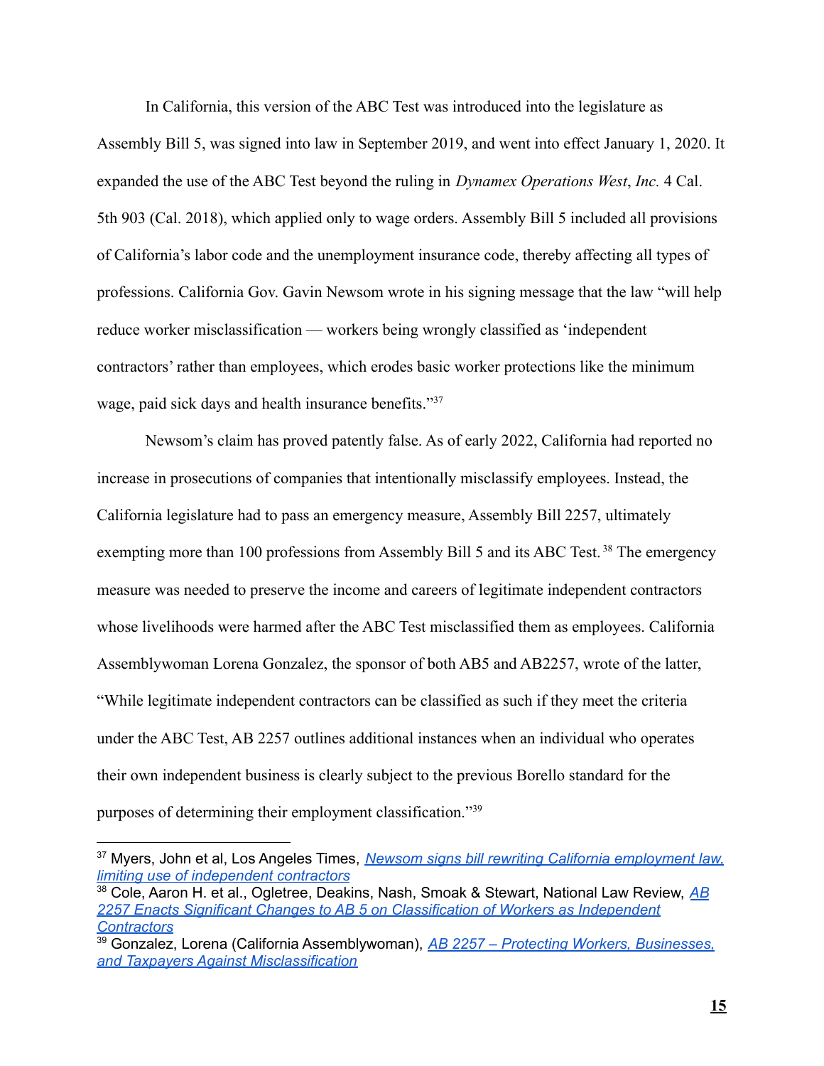In California, this version of the ABC Test was introduced into the legislature as Assembly Bill 5, was signed into law in September 2019, and went into effect January 1, 2020. It expanded the use of the ABC Test beyond the ruling in *Dynamex Operations West*, *Inc.* 4 Cal. 5th 903 (Cal. 2018), which applied only to wage orders. Assembly Bill 5 included all provisions of California's labor code and the unemployment insurance code, thereby affecting all types of professions. California Gov. Gavin Newsom wrote in his signing message that the law "will help reduce worker misclassification — workers being wrongly classified as 'independent contractors' rather than employees, which erodes basic worker protections like the minimum wage, paid sick days and health insurance benefits."[37]

Newsom's claim has proved patently false. As of early 2022, California had reported no increase in prosecutions of companies that intentionally misclassify employees. Instead, the California legislature had to pass an emergency measure, Assembly Bill 2257, ultimately exempting more than 100 professions from Assembly Bill 5 and its ABC Test.[38] The emergency measure was needed to preserve the income and careers of legitimate independent contractors whose livelihoods were harmed after the ABC Test misclassified them as employees. California Assemblywoman Lorena Gonzalez, the sponsor of both AB5 and AB2257, wrote of the latter, "While legitimate independent contractors can be classified as such if they meet the criteria under the ABC Test, AB 2257 outlines additional instances when an individual who operates their own independent business is clearly subject to the previous Borello standard for the purposes of determining their employment classification."[39]

---

[37] Myers, John et al, Los Angeles Times, *Newsom signs bill rewriting California employment law, limiting use of independent contractors*

[38] Cole, Aaron H. et al., Ogletree, Deakins, Nash, Smoak & Stewart, National Law Review, *AB 2257 Enacts Significant Changes to AB 5 on Classification of Workers as Independent Contractors*

[39] Gonzalez, Lorena (California Assemblywoman), *AB 2257 – Protecting Workers, Businesses, and Taxpayers Against Misclassification*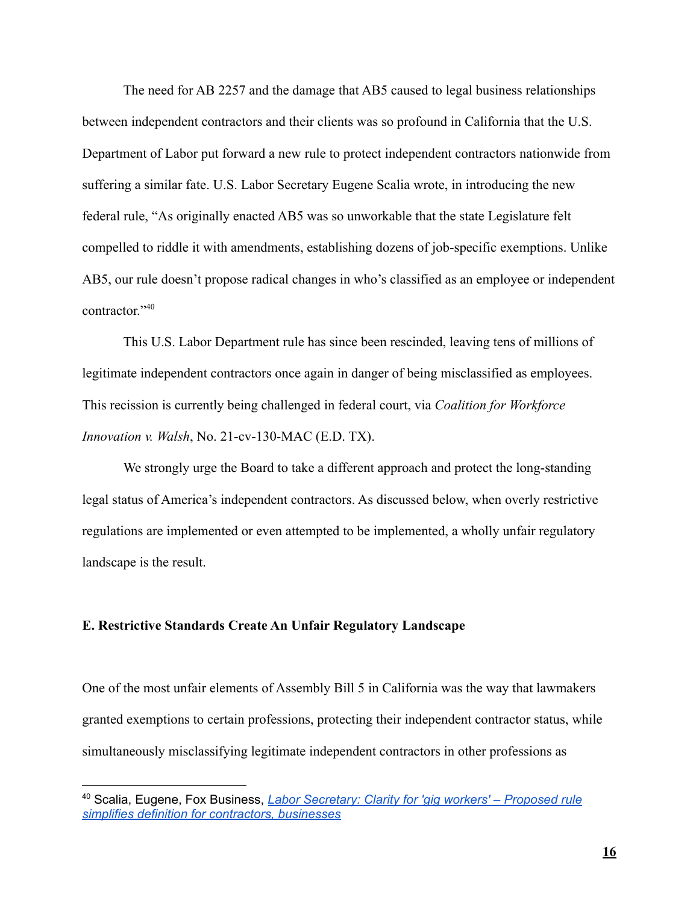The need for AB 2257 and the damage that AB5 caused to legal business relationships between independent contractors and their clients was so profound in California that the U.S. Department of Labor put forward a new rule to protect independent contractors nationwide from suffering a similar fate. U.S. Labor Secretary Eugene Scalia wrote, in introducing the new federal rule, "As originally enacted AB5 was so unworkable that the state Legislature felt compelled to riddle it with amendments, establishing dozens of job-specific exemptions. Unlike AB5, our rule doesn't propose radical changes in who's classified as an employee or independent contractor."[40]

This U.S. Labor Department rule has since been rescinded, leaving tens of millions of legitimate independent contractors once again in danger of being misclassified as employees. This recission is currently being challenged in federal court, via *Coalition for Workforce Innovation v. Walsh*, No. 21-cv-130-MAC (E.D. TX).

We strongly urge the Board to take a different approach and protect the long-standing legal status of America's independent contractors. As discussed below, when overly restrictive regulations are implemented or even attempted to be implemented, a wholly unfair regulatory landscape is the result.

### E. Restrictive Standards Create An Unfair Regulatory Landscape

One of the most unfair elements of Assembly Bill 5 in California was the way that lawmakers granted exemptions to certain professions, protecting their independent contractor status, while simultaneously misclassifying legitimate independent contractors in other professions as

---

[40] Scalia, Eugene, Fox Business, *Labor Secretary: Clarity for 'gig workers' – Proposed rule simplifies definition for contractors, businesses*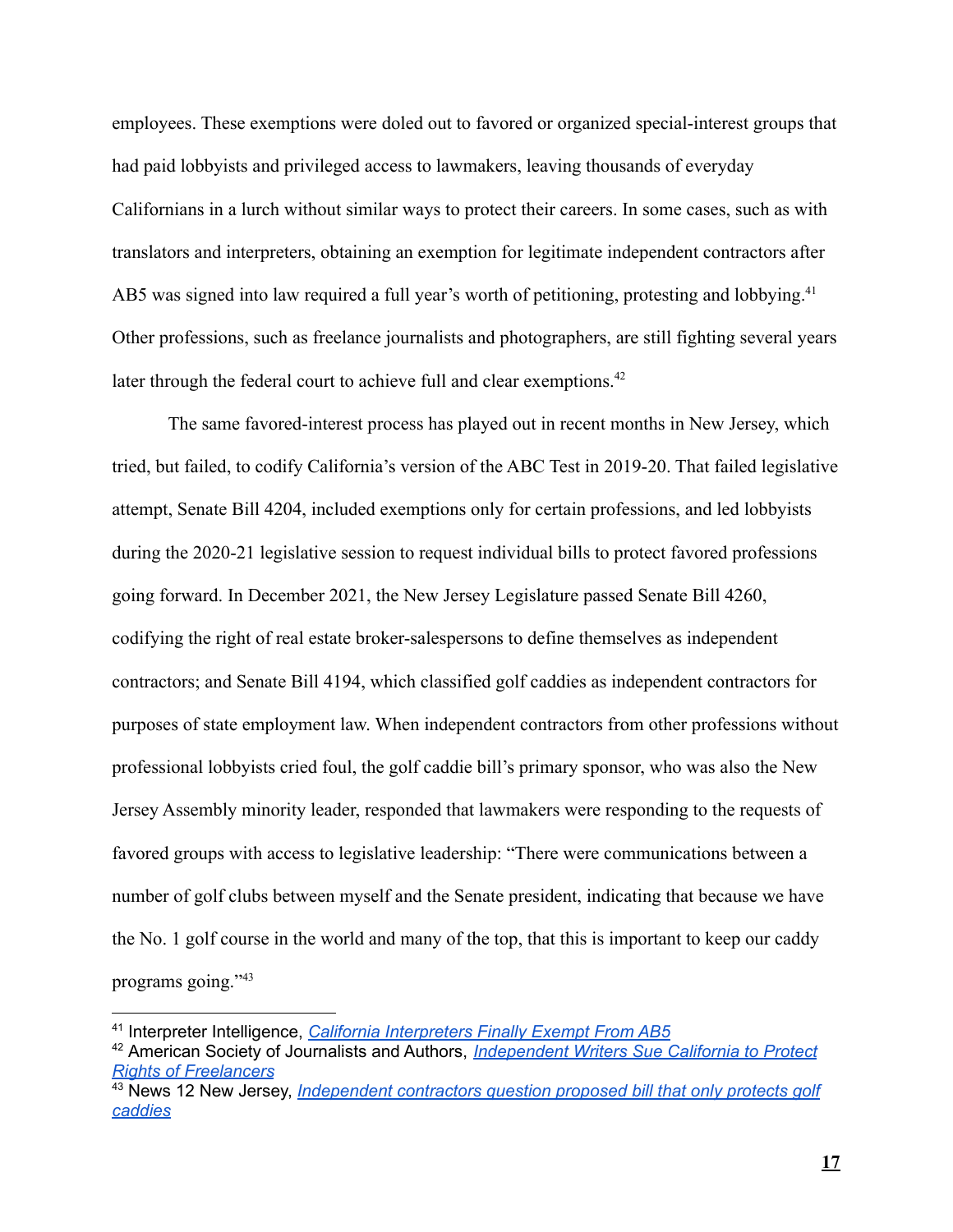employees. These exemptions were doled out to favored or organized special-interest groups that had paid lobbyists and privileged access to lawmakers, leaving thousands of everyday Californians in a lurch without similar ways to protect their careers. In some cases, such as with translators and interpreters, obtaining an exemption for legitimate independent contractors after AB5 was signed into law required a full year's worth of petitioning, protesting and lobbying.[41] Other professions, such as freelance journalists and photographers, are still fighting several years later through the federal court to achieve full and clear exemptions.[42]

The same favored-interest process has played out in recent months in New Jersey, which tried, but failed, to codify California's version of the ABC Test in 2019-20. That failed legislative attempt, Senate Bill 4204, included exemptions only for certain professions, and led lobbyists during the 2020-21 legislative session to request individual bills to protect favored professions going forward. In December 2021, the New Jersey Legislature passed Senate Bill 4260, codifying the right of real estate broker-salespersons to define themselves as independent contractors; and Senate Bill 4194, which classified golf caddies as independent contractors for purposes of state employment law. When independent contractors from other professions without professional lobbyists cried foul, the golf caddie bill's primary sponsor, who was also the New Jersey Assembly minority leader, responded that lawmakers were responding to the requests of favored groups with access to legislative leadership: "There were communications between a number of golf clubs between myself and the Senate president, indicating that because we have the No. 1 golf course in the world and many of the top, that this is important to keep our caddy programs going."[43]

---

[41] Interpreter Intelligence, *California Interpreters Finally Exempt From AB5*

[42] American Society of Journalists and Authors, *Independent Writers Sue California to Protect Rights of Freelancers*

[43] News 12 New Jersey, *Independent contractors question proposed bill that only protects golf caddies*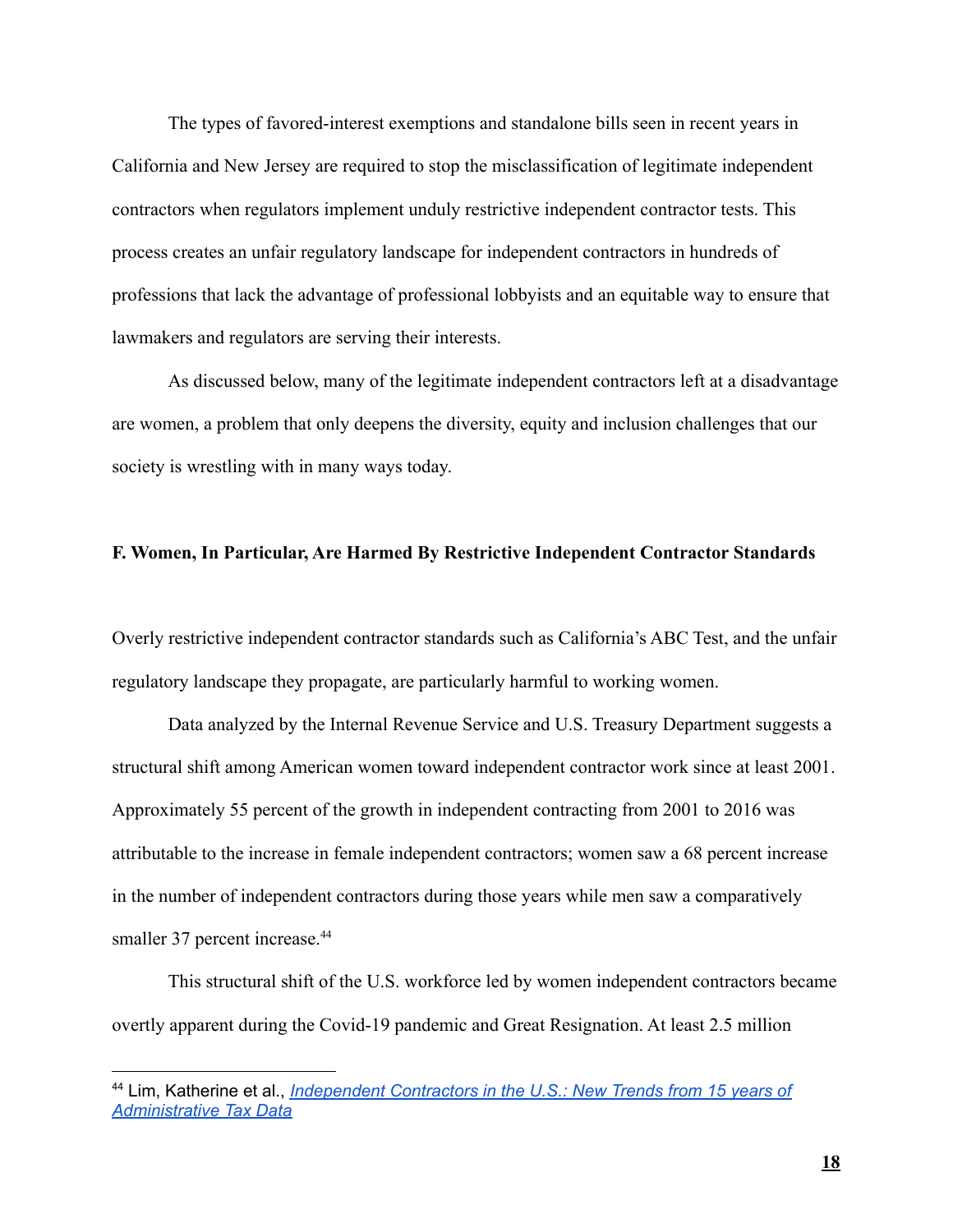The types of favored-interest exemptions and standalone bills seen in recent years in California and New Jersey are required to stop the misclassification of legitimate independent contractors when regulators implement unduly restrictive independent contractor tests. This process creates an unfair regulatory landscape for independent contractors in hundreds of professions that lack the advantage of professional lobbyists and an equitable way to ensure that lawmakers and regulators are serving their interests.

As discussed below, many of the legitimate independent contractors left at a disadvantage are women, a problem that only deepens the diversity, equity and inclusion challenges that our society is wrestling with in many ways today.

### F. Women, In Particular, Are Harmed By Restrictive Independent Contractor Standards

Overly restrictive independent contractor standards such as California's ABC Test, and the unfair regulatory landscape they propagate, are particularly harmful to working women.

Data analyzed by the Internal Revenue Service and U.S. Treasury Department suggests a structural shift among American women toward independent contractor work since at least 2001. Approximately 55 percent of the growth in independent contracting from 2001 to 2016 was attributable to the increase in female independent contractors; women saw a 68 percent increase in the number of independent contractors during those years while men saw a comparatively smaller 37 percent increase.[44]

This structural shift of the U.S. workforce led by women independent contractors became overtly apparent during the Covid-19 pandemic and Great Resignation. At least 2.5 million

---

[44] Lim, Katherine et al., *Independent Contractors in the U.S.: New Trends from 15 years of Administrative Tax Data*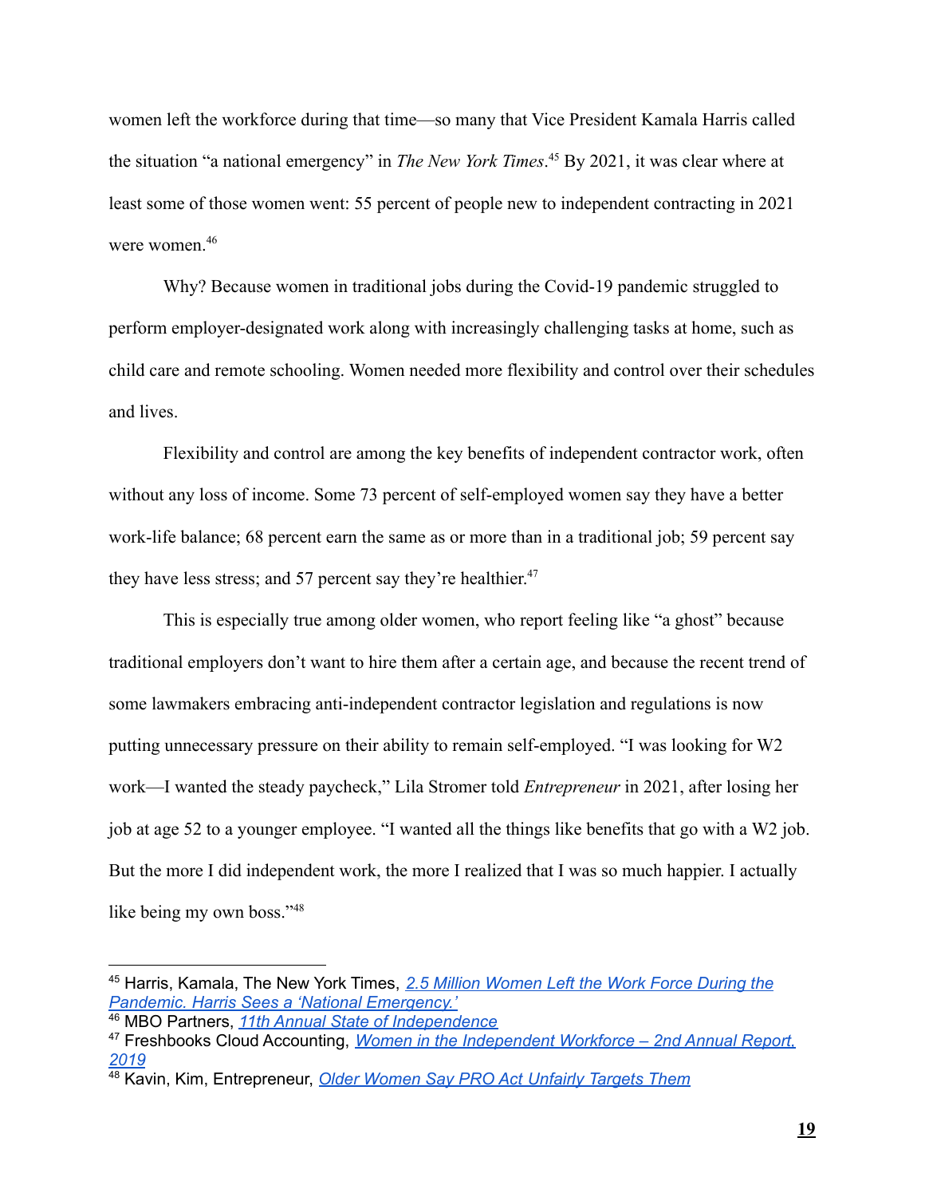women left the workforce during that time—so many that Vice President Kamala Harris called the situation "a national emergency" in *The New York Times*.[45] By 2021, it was clear where at least some of those women went: 55 percent of people new to independent contracting in 2021 were women.[46]

Why? Because women in traditional jobs during the Covid-19 pandemic struggled to perform employer-designated work along with increasingly challenging tasks at home, such as child care and remote schooling. Women needed more flexibility and control over their schedules and lives.

Flexibility and control are among the key benefits of independent contractor work, often without any loss of income. Some 73 percent of self-employed women say they have a better work-life balance; 68 percent earn the same as or more than in a traditional job; 59 percent say they have less stress; and 57 percent say they're healthier.[47]

This is especially true among older women, who report feeling like "a ghost" because traditional employers don't want to hire them after a certain age, and because the recent trend of some lawmakers embracing anti-independent contractor legislation and regulations is now putting unnecessary pressure on their ability to remain self-employed. "I was looking for W2 work—I wanted the steady paycheck," Lila Stromer told *Entrepreneur* in 2021, after losing her job at age 52 to a younger employee. "I wanted all the things like benefits that go with a W2 job. But the more I did independent work, the more I realized that I was so much happier. I actually like being my own boss."[48]

---

[45] Harris, Kamala, The New York Times, *2.5 Million Women Left the Work Force During the Pandemic. Harris Sees a 'National Emergency.'*

[46] MBO Partners, *11th Annual State of Independence*

[47] Freshbooks Cloud Accounting, *Women in the Independent Workforce – 2nd Annual Report, 2019*

[48] Kavin, Kim, Entrepreneur, *Older Women Say PRO Act Unfairly Targets Them*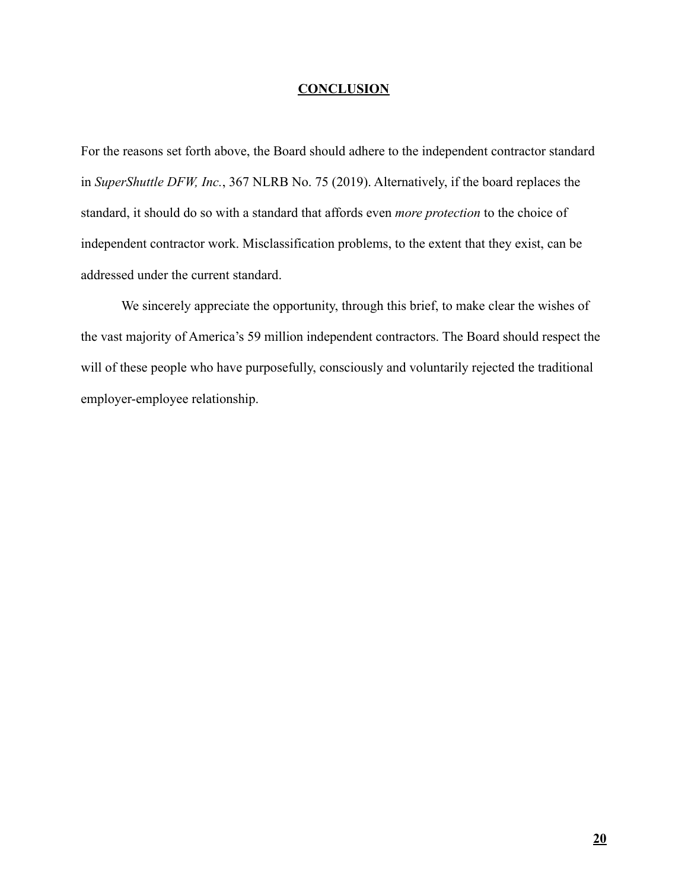## CONCLUSION

For the reasons set forth above, the Board should adhere to the independent contractor standard in *SuperShuttle DFW, Inc.*, 367 NLRB No. 75 (2019). Alternatively, if the board replaces the standard, it should do so with a standard that affords even *more protection* to the choice of independent contractor work. Misclassification problems, to the extent that they exist, can be addressed under the current standard.

We sincerely appreciate the opportunity, through this brief, to make clear the wishes of the vast majority of America's 59 million independent contractors. The Board should respect the will of these people who have purposefully, consciously and voluntarily rejected the traditional employer-employee relationship.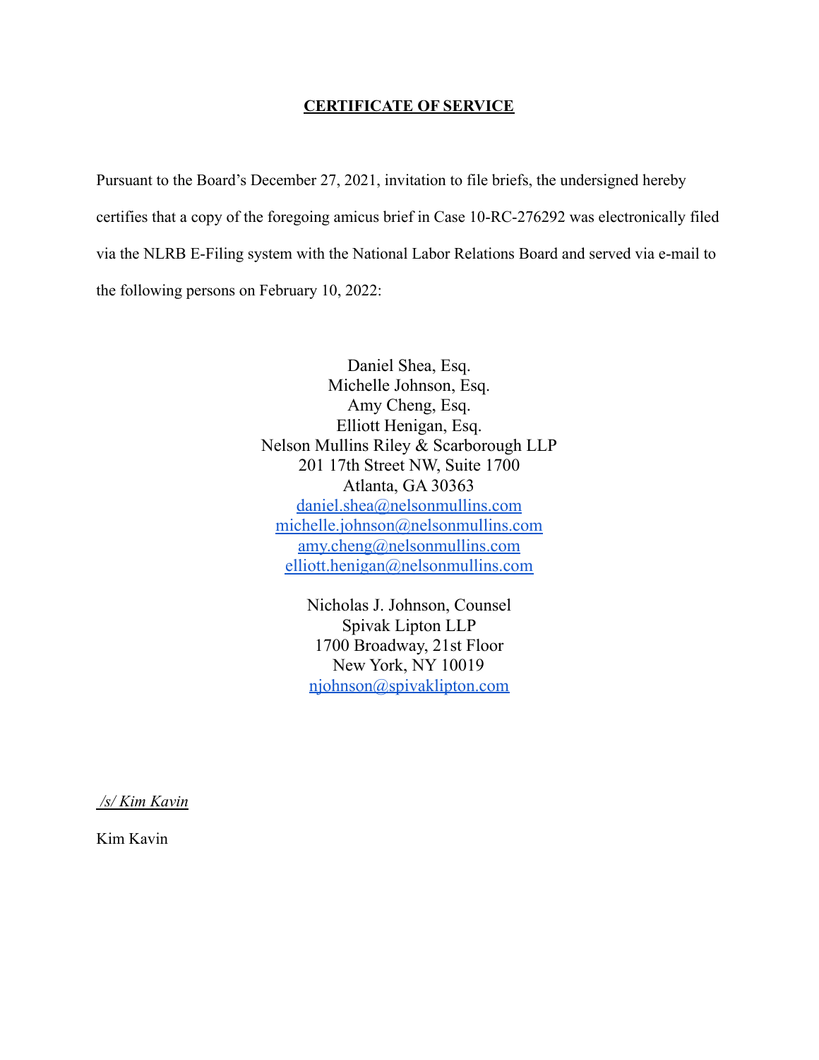# CERTIFICATE OF SERVICE

Pursuant to the Board's December 27, 2021, invitation to file briefs, the undersigned hereby certifies that a copy of the foregoing amicus brief in Case 10-RC-276292 was electronically filed via the NLRB E-Filing system with the National Labor Relations Board and served via e-mail to the following persons on February 10, 2022:

Daniel Shea, Esq.
Michelle Johnson, Esq.
Amy Cheng, Esq.
Elliott Henigan, Esq.
Nelson Mullins Riley & Scarborough LLP
201 17th Street NW, Suite 1700
Atlanta, GA 30363
daniel.shea@nelsonmullins.com
michelle.johnson@nelsonmullins.com
amy.cheng@nelsonmullins.com
elliott.henigan@nelsonmullins.com

Nicholas J. Johnson, Counsel
Spivak Lipton LLP
1700 Broadway, 21st Floor
New York, NY 10019
njohnson@spivaklipton.com

*/s/ Kim Kavin*

Kim Kavin